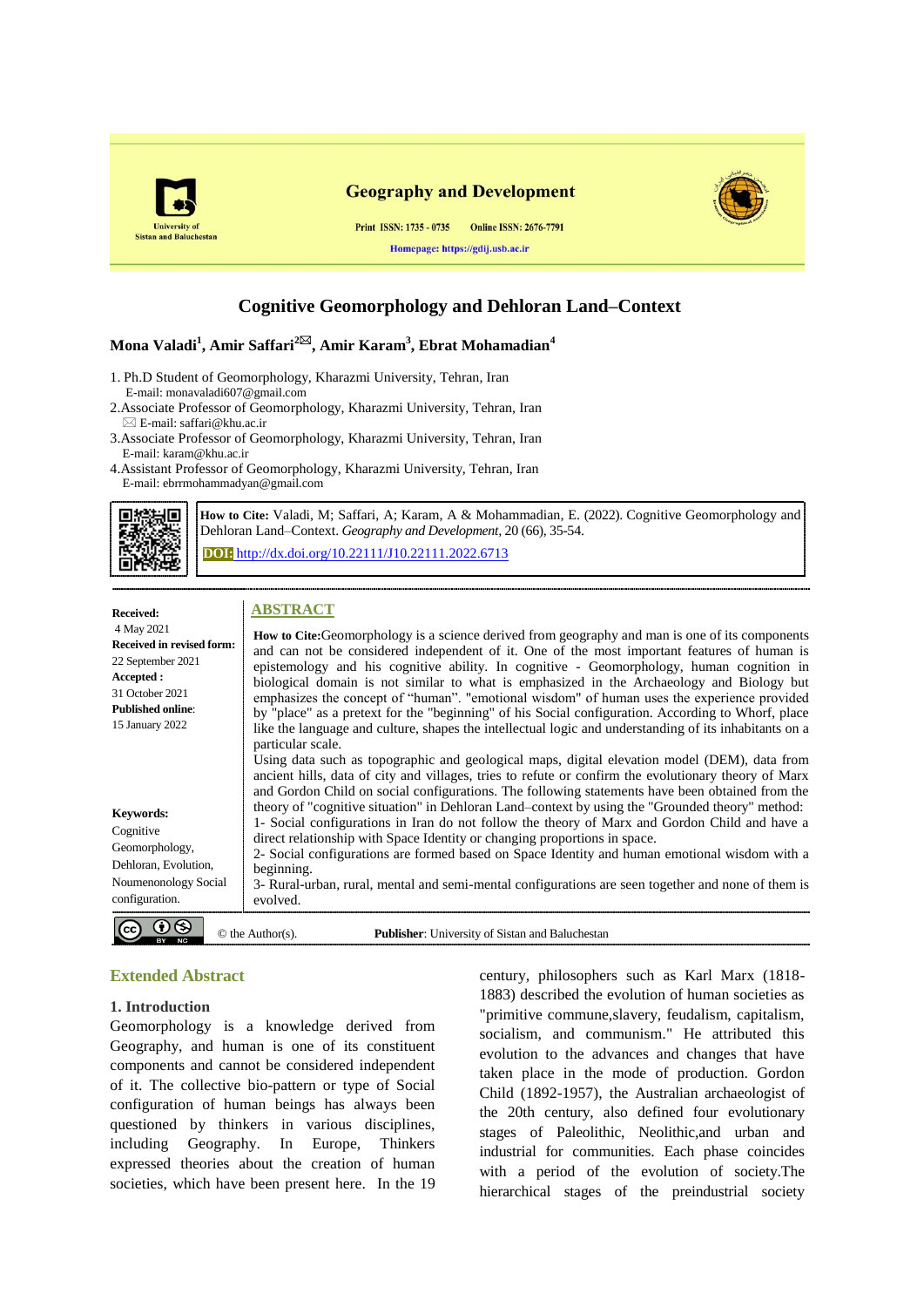**Geography and Development**

Print ISSN: 1735 - 0735    Online ISSN: 2676-7791

Homepage: https://gdij.usb.ac.ir

University of Sistan and Baluchestan

# Cognitive Geomorphology and Dehloran Land–Context

**Mona Valadi[1], Amir Saffari[2]✉, Amir Karam[3], Ebrat Mohamadian[4]**

1. Ph.D Student of Geomorphology, Kharazmi University, Tehran, Iran
   E-mail: monavaladi607@gmail.com
2. Associate Professor of Geomorphology, Kharazmi University, Tehran, Iran
   ✉ E-mail: saffari@khu.ac.ir
3. Associate Professor of Geomorphology, Kharazmi University, Tehran, Iran
   E-mail: karam@khu.ac.ir
4. Assistant Professor of Geomorphology, Kharazmi University, Tehran, Iran
   E-mail: ebrrmohammadyan@gmail.com

**How to Cite:** Valadi, M; Saffari, A; Karam, A & Mohammadian, E. (2022). Cognitive Geomorphology and Dehloran Land–Context. *Geography and Development*, 20 (66), 35-54.

**DOI:** http://dx.doi.org/10.22111/J10.22111.2022.6713

**Received:** 4 May 2021
**Received in revised form:** 22 September 2021
**Accepted :** 31 October 2021
**Published online:** 15 January 2022

**Keywords:** Cognitive Geomorphology, Dehloran, Evolution, Noumenonology Social configuration.

## ABSTRACT

**How to Cite:**Geomorphology is a science derived from geography and man is one of its components and can not be considered independent of it. One of the most important features of human is epistemology and his cognitive ability. In cognitive - Geomorphology, human cognition in biological domain is not similar to what is emphasized in the Archaeology and Biology but emphasizes the concept of "human". "emotional wisdom" of human uses the experience provided by "place" as a pretext for the "beginning" of his Social configuration. According to Whorf, place like the language and culture, shapes the intellectual logic and understanding of its inhabitants on a particular scale.

Using data such as topographic and geological maps, digital elevation model (DEM), data from ancient hills, data of city and villages, tries to refute or confirm the evolutionary theory of Marx and Gordon Child on social configurations. The following statements have been obtained from the theory of "cognitive situation" in Dehloran Land–context by using the "Grounded theory" method:

1- Social configurations in Iran do not follow the theory of Marx and Gordon Child and have a direct relationship with Space Identity or changing proportions in space.

2- Social configurations are formed based on Space Identity and human emotional wisdom with a beginning.

3- Rural-urban, rural, mental and semi-mental configurations are seen together and none of them is evolved.

© the Author(s).    **Publisher**: University of Sistan and Baluchestan

## Extended Abstract

### 1. Introduction

Geomorphology is a knowledge derived from Geography, and human is one of its constituent components and cannot be considered independent of it. The collective bio-pattern or type of Social configuration of human beings has always been questioned by thinkers in various disciplines, including Geography. In Europe, Thinkers expressed theories about the creation of human societies, which have been present here. In the 19 century, philosophers such as Karl Marx (1818-1883) described the evolution of human societies as "primitive commune,slavery, feudalism, capitalism, socialism, and communism." He attributed this evolution to the advances and changes that have taken place in the mode of production. Gordon Child (1892-1957), the Australian archaeologist of the 20th century, also defined four evolutionary stages of Paleolithic, Neolithic,and urban and industrial for communities. Each phase coincides with a period of the evolution of society.The hierarchical stages of the preindustrial society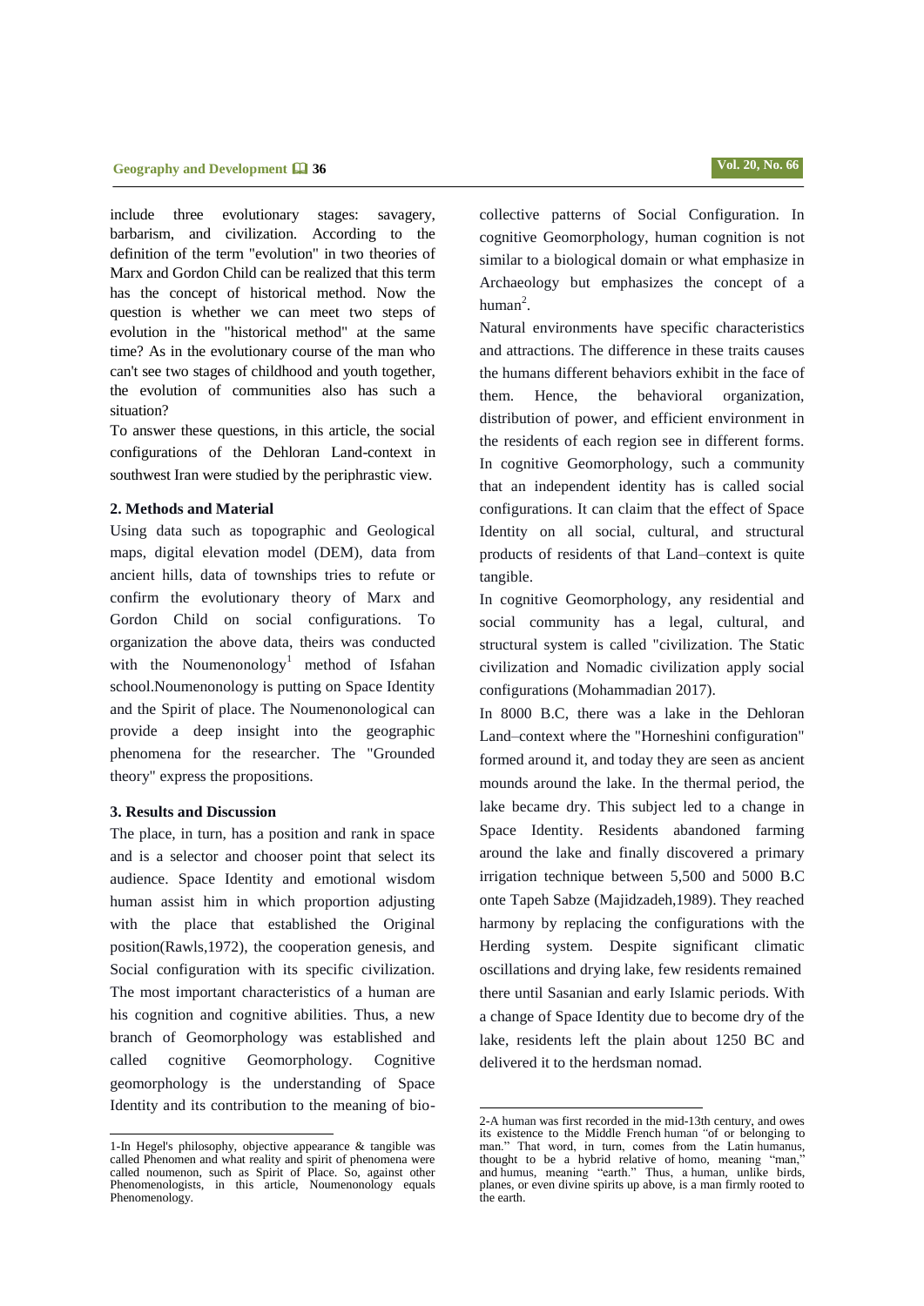include three evolutionary stages: savagery, barbarism, and civilization. According to the definition of the term "evolution" in two theories of Marx and Gordon Child can be realized that this term has the concept of historical method. Now the question is whether we can meet two steps of evolution in the "historical method" at the same time? As in the evolutionary course of the man who can't see two stages of childhood and youth together, the evolution of communities also has such a situation?

To answer these questions, in this article, the social configurations of the Dehloran Land-context in southwest Iran were studied by the periphrastic view.

### 2. Methods and Material

Using data such as topographic and Geological maps, digital elevation model (DEM), data from ancient hills, data of townships tries to refute or confirm the evolutionary theory of Marx and Gordon Child on social configurations. To organization the above data, theirs was conducted with the Noumenonology[1] method of Isfahan school.Noumenonology is putting on Space Identity and the Spirit of place. The Noumenonological can provide a deep insight into the geographic phenomena for the researcher. The "Grounded theory" express the propositions.

### 3. Results and Discussion

The place, in turn, has a position and rank in space and is a selector and chooser point that select its audience. Space Identity and emotional wisdom human assist him in which proportion adjusting with the place that established the Original position(Rawls,1972), the cooperation genesis, and Social configuration with its specific civilization. The most important characteristics of a human are his cognition and cognitive abilities. Thus, a new branch of Geomorphology was established and called cognitive Geomorphology. Cognitive geomorphology is the understanding of Space Identity and its contribution to the meaning of bio-collective patterns of Social Configuration. In cognitive Geomorphology, human cognition is not similar to a biological domain or what emphasize in Archaeology but emphasizes the concept of a human[2].

Natural environments have specific characteristics and attractions. The difference in these traits causes the humans different behaviors exhibit in the face of them. Hence, the behavioral organization, distribution of power, and efficient environment in the residents of each region see in different forms. In cognitive Geomorphology, such a community that an independent identity has is called social configurations. It can claim that the effect of Space Identity on all social, cultural, and structural products of residents of that Land–context is quite tangible.

In cognitive Geomorphology, any residential and social community has a legal, cultural, and structural system is called "civilization. The Static civilization and Nomadic civilization apply social configurations (Mohammadian 2017).

In 8000 B.C, there was a lake in the Dehloran Land–context where the "Horneshini configuration" formed around it, and today they are seen as ancient mounds around the lake. In the thermal period, the lake became dry. This subject led to a change in Space Identity. Residents abandoned farming around the lake and finally discovered a primary irrigation technique between 5,500 and 5000 B.C onte Tapeh Sabze (Majidzadeh,1989). They reached harmony by replacing the configurations with the Herding system. Despite significant climatic oscillations and drying lake, few residents remained there until Sasanian and early Islamic periods. With a change of Space Identity due to become dry of the lake, residents left the plain about 1250 BC and delivered it to the herdsman nomad.

---

1-In Hegel's philosophy, objective appearance & tangible was called Phenomen and what reality and spirit of phenomena were called noumenon, such as Spirit of Place. So, against other Phenomenologists, in this article, Noumenonology equals Phenomenology.

2-A human was first recorded in the mid-13th century, and owes its existence to the Middle French human "of or belonging to man." That word, in turn, comes from the Latin humanus, thought to be a hybrid relative of homo, meaning "man," and humus, meaning "earth." Thus, a human, unlike birds, planes, or even divine spirits up above, is a man firmly rooted to the earth.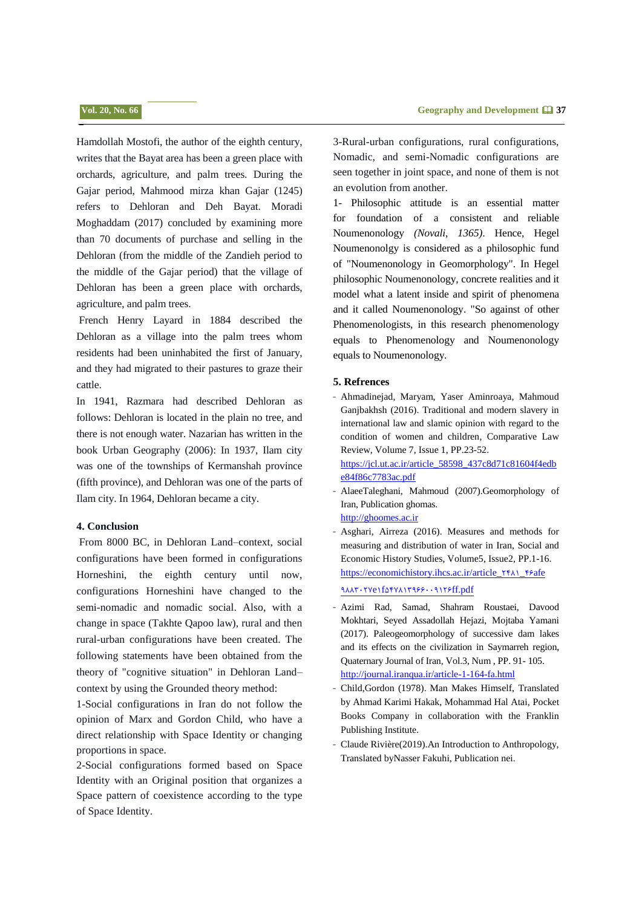Hamdollah Mostofi, the author of the eighth century, writes that the Bayat area has been a green place with orchards, agriculture, and palm trees. During the Gajar period, Mahmood mirza khan Gajar (1245) refers to Dehloran and Deh Bayat. Moradi Moghaddam (2017) concluded by examining more than 70 documents of purchase and selling in the Dehloran (from the middle of the Zandieh period to the middle of the Gajar period) that the village of Dehloran has been a green place with orchards, agriculture, and palm trees.

French Henry Layard in 1884 described the Dehloran as a village into the palm trees whom residents had been uninhabited the first of January, and they had migrated to their pastures to graze their cattle.

In 1941, Razmara had described Dehloran as follows: Dehloran is located in the plain no tree, and there is not enough water. Nazarian has written in the book Urban Geography (2006): In 1937, Ilam city was one of the townships of Kermanshah province (fifth province), and Dehloran was one of the parts of Ilam city. In 1964, Dehloran became a city.

## 4. Conclusion

From 8000 BC, in Dehloran Land–context, social configurations have been formed in configurations Horneshini, the eighth century until now, configurations Horneshini have changed to the semi-nomadic and nomadic social. Also, with a change in space (Takhte Qapoo law), rural and then rural-urban configurations have been created. The following statements have been obtained from the theory of "cognitive situation" in Dehloran Land–context by using the Grounded theory method:

1-Social configurations in Iran do not follow the opinion of Marx and Gordon Child, who have a direct relationship with Space Identity or changing proportions in space.

2-Social configurations formed based on Space Identity with an Original position that organizes a Space pattern of coexistence according to the type of Space Identity.

3-Rural-urban configurations, rural configurations, Nomadic, and semi-Nomadic configurations are seen together in joint space, and none of them is not an evolution from another.

1- Philosophic attitude is an essential matter for foundation of a consistent and reliable Noumenonology *(Novali, 1365)*. Hence, Hegel Noumenonlgy is considered as a philosophic fund of "Noumenonology in Geomorphology". In Hegel philosophic Noumenonology, concrete realities and it model what a latent inside and spirit of phenomena and it called Noumenonology. "So against of other Phenomenologists, in this research phenomenology equals to Phenomenology and Noumenonology equals to Noumenonology.

## 5. Refrences

- Ahmadinejad, Maryam, Yaser Aminroaya, Mahmoud Ganjbakhsh (2016). Traditional and modern slavery in international law and slamic opinion with regard to the condition of women and children, Comparative Law Review, Volume 7, Issue 1, PP.23-52. https://jcl.ut.ac.ir/article_58598_437c8d71c81604f4edbe84f86c7783ac.pdf
- AlaeeTaleghani, Mahmoud (2007).Geomorphology of Iran, Publication ghomas. http://ghoomes.ac.ir
- Asghari, Airreza (2016). Measures and methods for measuring and distribution of water in Iran, Social and Economic History Studies, Volume5, Issue2, PP.1-16. https://economichistory.ihcs.ac.ir/article_۲۴۸۱_۴۶afe۹۸۸۳۰۲۷e۱f۵۴۷۸۱۳۹۶۶۰۰۹۱۲۶ff.pdf
- Azimi Rad, Samad, Shahram Roustaei, Davood Mokhtari, Seyed Assadollah Hejazi, Mojtaba Yamani (2017). Paleogeomorphology of successive dam lakes and its effects on the civilization in Saymarreh region, Quaternary Journal of Iran, Vol.3, Num , PP. 91- 105. http://journal.iranqua.ir/article-1-164-fa.html
- Child,Gordon (1978). Man Makes Himself, Translated by Ahmad Karimi Hakak, Mohammad Hal Atai, Pocket Books Company in collaboration with the Franklin Publishing Institute.
- Claude Rivière(2019).An Introduction to Anthropology, Translated byNasser Fakuhi, Publication nei.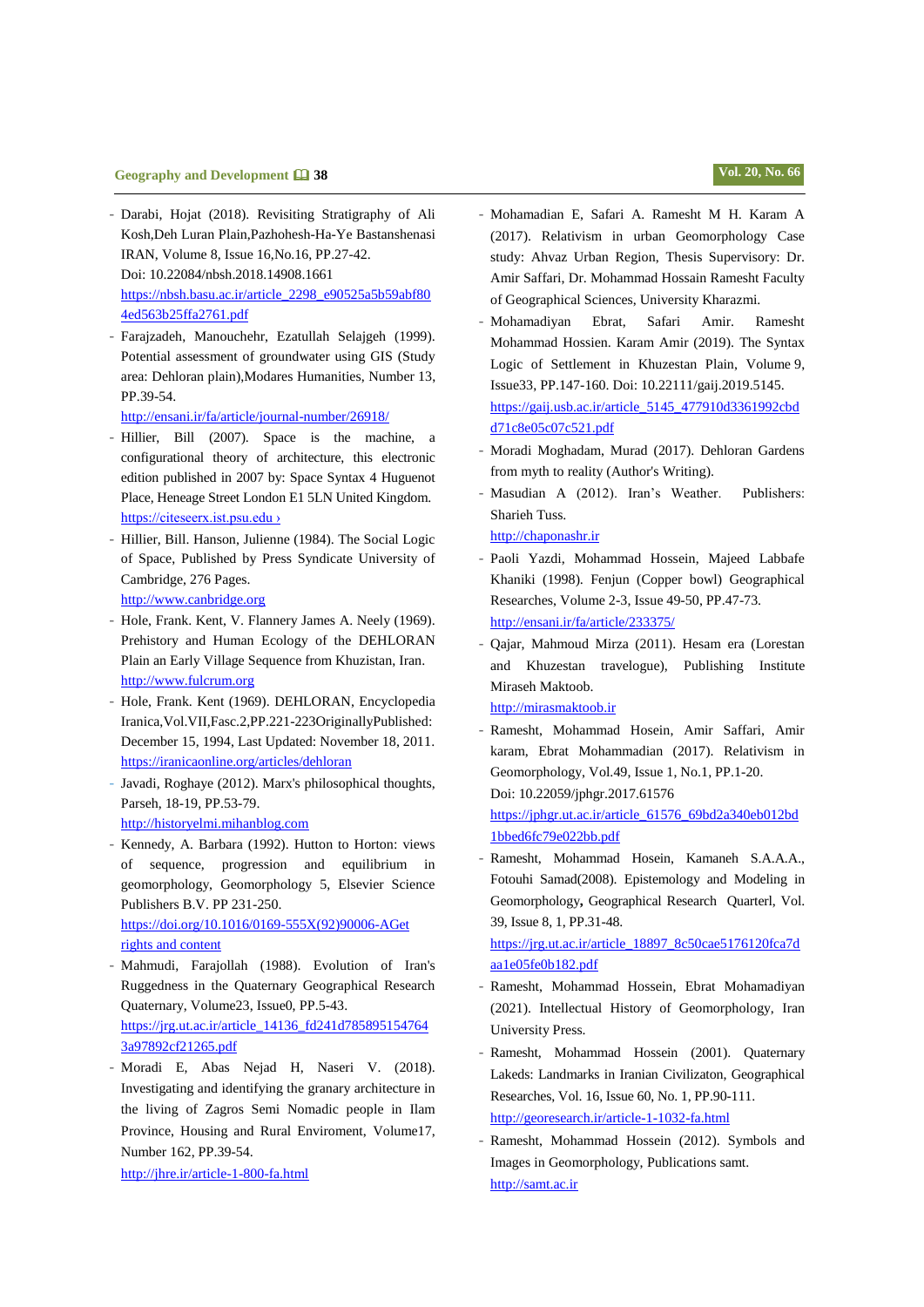- Darabi, Hojat (2018). Revisiting Stratigraphy of Ali Kosh,Deh Luran Plain,Pazhohesh-Ha-Ye Bastanshenasi IRAN, Volume 8, Issue 16,No.16, PP.27-42. Doi: 10.22084/nbsh.2018.14908.1661 https://nbsh.basu.ac.ir/article_2298_e90525a5b59abf804ed563b25ffa2761.pdf
- Farajzadeh, Manouchehr, Ezatullah Selajgeh (1999). Potential assessment of groundwater using GIS (Study area: Dehloran plain),Modares Humanities, Number 13, PP.39-54. http://ensani.ir/fa/article/journal-number/26918/
- Hillier, Bill (2007). Space is the machine, a configurational theory of architecture, this electronic edition published in 2007 by: Space Syntax 4 Huguenot Place, Heneage Street London E1 5LN United Kingdom. https://citeseerx.ist.psu.edu ›
- Hillier, Bill. Hanson, Julienne (1984). The Social Logic of Space, Published by Press Syndicate University of Cambridge, 276 Pages. http://www.canbridge.org
- Hole, Frank. Kent, V. Flannery James A. Neely (1969). Prehistory and Human Ecology of the DEHLORAN Plain an Early Village Sequence from Khuzistan, Iran. http://www.fulcrum.org
- Hole, Frank. Kent (1969). DEHLORAN, Encyclopedia Iranica,Vol.VII,Fasc.2,PP.221-223OriginallyPublished: December 15, 1994, Last Updated: November 18, 2011. https://iranicaonline.org/articles/dehloran
- Javadi, Roghaye (2012). Marx's philosophical thoughts, Parseh, 18-19, PP.53-79. http://historyelmi.mihanblog.com
- Kennedy, A. Barbara (1992). Hutton to Horton: views of sequence, progression and equilibrium in geomorphology, Geomorphology 5, Elsevier Science Publishers B.V. PP 231-250. https://doi.org/10.1016/0169-555X(92)90006-AGet rights and content
- Mahmudi, Farajollah (1988). Evolution of Iran's Ruggedness in the Quaternary Geographical Research Quaternary, Volume23, Issue0, PP.5-43. https://jrg.ut.ac.ir/article_14136_fd241d7858951547643a97892cf21265.pdf
- Moradi E, Abas Nejad H, Naseri V. (2018). Investigating and identifying the granary architecture in the living of Zagros Semi Nomadic people in Ilam Province, Housing and Rural Enviroment, Volume17, Number 162, PP.39-54. http://jhre.ir/article-1-800-fa.html
- Mohamadian E, Safari A. Ramesht M H. Karam A (2017). Relativism in urban Geomorphology Case study: Ahvaz Urban Region, Thesis Supervisory: Dr. Amir Saffari, Dr. Mohammad Hossain Ramesht Faculty of Geographical Sciences, University Kharazmi.
- Mohamadiyan Ebrat, Safari Amir. Ramesht Mohammad Hossien. Karam Amir (2019). The Syntax Logic of Settlement in Khuzestan Plain, Volume 9, Issue33, PP.147-160. Doi: 10.22111/gaij.2019.5145. https://gaij.usb.ac.ir/article_5145_477910d3361992cbdd71c8e05c07c521.pdf
- Moradi Moghadam, Murad (2017). Dehloran Gardens from myth to reality (Author's Writing).
- Masudian A (2012). Iran's Weather. Publishers: Sharieh Tuss. http://chaponashr.ir
- Paoli Yazdi, Mohammad Hossein, Majeed Labbafe Khaniki (1998). Fenjun (Copper bowl) Geographical Researches, Volume 2-3, Issue 49-50, PP.47-73. http://ensani.ir/fa/article/233375/
- Qajar, Mahmoud Mirza (2011). Hesam era (Lorestan and Khuzestan travelogue), Publishing Institute Miraseh Maktoob. http://mirasmaktoob.ir
- Ramesht, Mohammad Hosein, Amir Saffari, Amir karam, Ebrat Mohammadian (2017). Relativism in Geomorphology, Vol.49, Issue 1, No.1, PP.1-20. Doi: 10.22059/jphgr.2017.61576 https://jphgr.ut.ac.ir/article_61576_69bd2a340eb012bd1bbed6fc79e022bb.pdf
- Ramesht, Mohammad Hosein, Kamaneh S.A.A.A., Fotouhi Samad(2008). Epistemology and Modeling in Geomorphology, Geographical Research Quarterl, Vol. 39, Issue 8, 1, PP.31-48. https://jrg.ut.ac.ir/article_18897_8c50cae5176120fca7daa1e05fe0b182.pdf
- Ramesht, Mohammad Hossein, Ebrat Mohamadiyan (2021). Intellectual History of Geomorphology, Iran University Press.
- Ramesht, Mohammad Hossein (2001). Quaternary Lakeds: Landmarks in Iranian Civilizaton, Geographical Researches, Vol. 16, Issue 60, No. 1, PP.90-111. http://georesearch.ir/article-1-1032-fa.html
- Ramesht, Mohammad Hossein (2012). Symbols and Images in Geomorphology, Publications samt. http://samt.ac.ir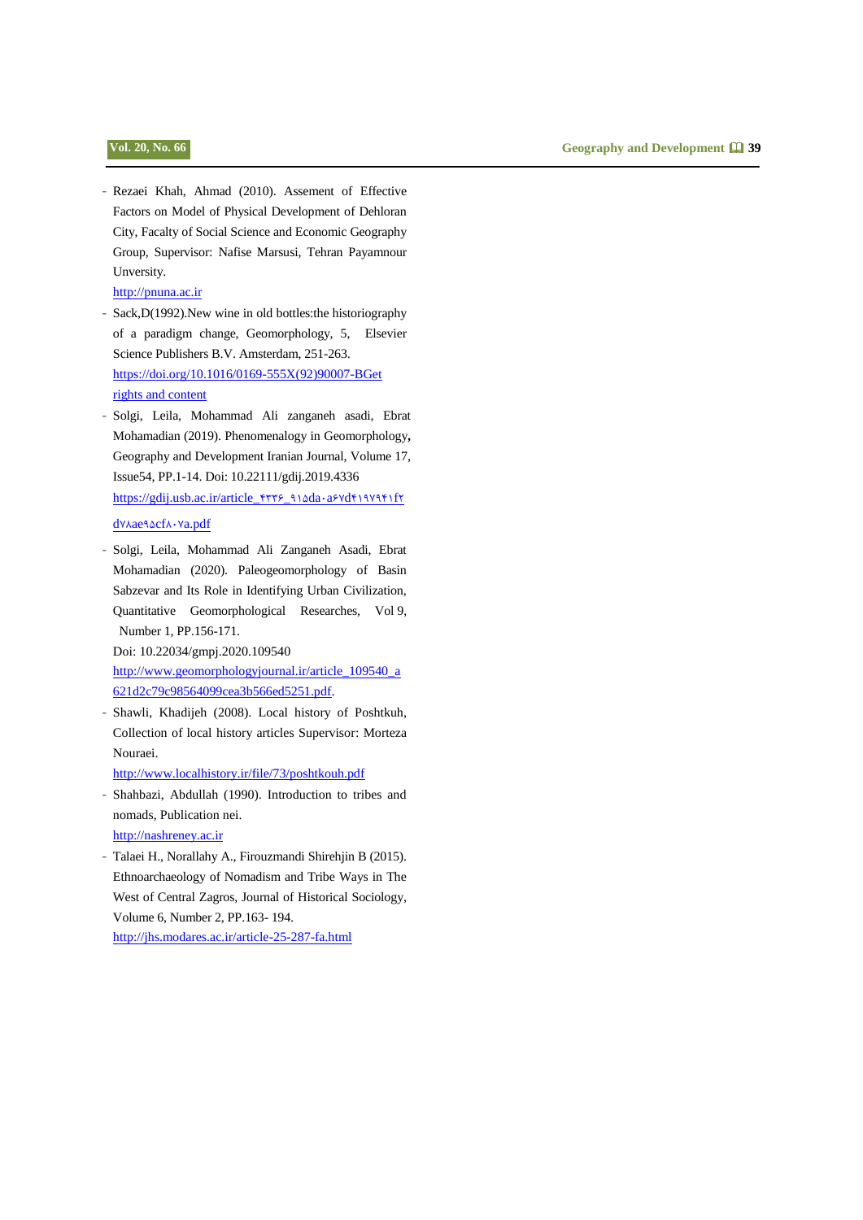- Rezaei Khah, Ahmad (2010). Assement of Effective Factors on Model of Physical Development of Dehloran City, Facalty of Social Science and Economic Geography Group, Supervisor: Nafise Marsusi, Tehran Payamnour Unversity.
  http://pnuna.ac.ir
- Sack,D(1992).New wine in old bottles:the historiography of a paradigm change, Geomorphology, 5, Elsevier Science Publishers B.V. Amsterdam, 251-263.
  https://doi.org/10.1016/0169-555X(92)90007-BGet rights and content
- Solgi, Leila, Mohammad Ali zanganeh asadi, Ebrat Mohamadian (2019). Phenomenology in Geomorphology**,** Geography and Development Iranian Journal, Volume 17, Issue54, PP.1-14. Doi: 10.22111/gdij.2019.4336
  https://gdij.usb.ac.ir/article_۴۳۳۶_۹۱۵da۰a۶۷d۴۱۹۷۹۴۱f۲d۷۸ae۹۵cf۸۰۷a.pdf
- Solgi, Leila, Mohammad Ali Zanganeh Asadi, Ebrat Mohamadian (2020). Paleogeomorphology of Basin Sabzevar and Its Role in Identifying Urban Civilization, Quantitative Geomorphological Researches, Vol 9, Number 1, PP.156-171.
  Doi: 10.22034/gmpj.2020.109540
  http://www.geomorphologyjournal.ir/article_109540_a621d2c79c98564099cea3b566ed5251.pdf.
- Shawli, Khadijeh (2008). Local history of Poshtkuh, Collection of local history articles Supervisor: Morteza Nouraei.
  http://www.localhistory.ir/file/73/poshtkouh.pdf
- Shahbazi, Abdullah (1990). Introduction to tribes and nomads, Publication nei.
  http://nashreney.ac.ir
- Talaei H., Norallahy A., Firouzmandi Shirehjin B (2015). Ethnoarchaeology of Nomadism and Tribe Ways in The West of Central Zagros, Journal of Historical Sociology, Volume 6, Number 2, PP.163- 194.
  http://jhs.modares.ac.ir/article-25-287-fa.html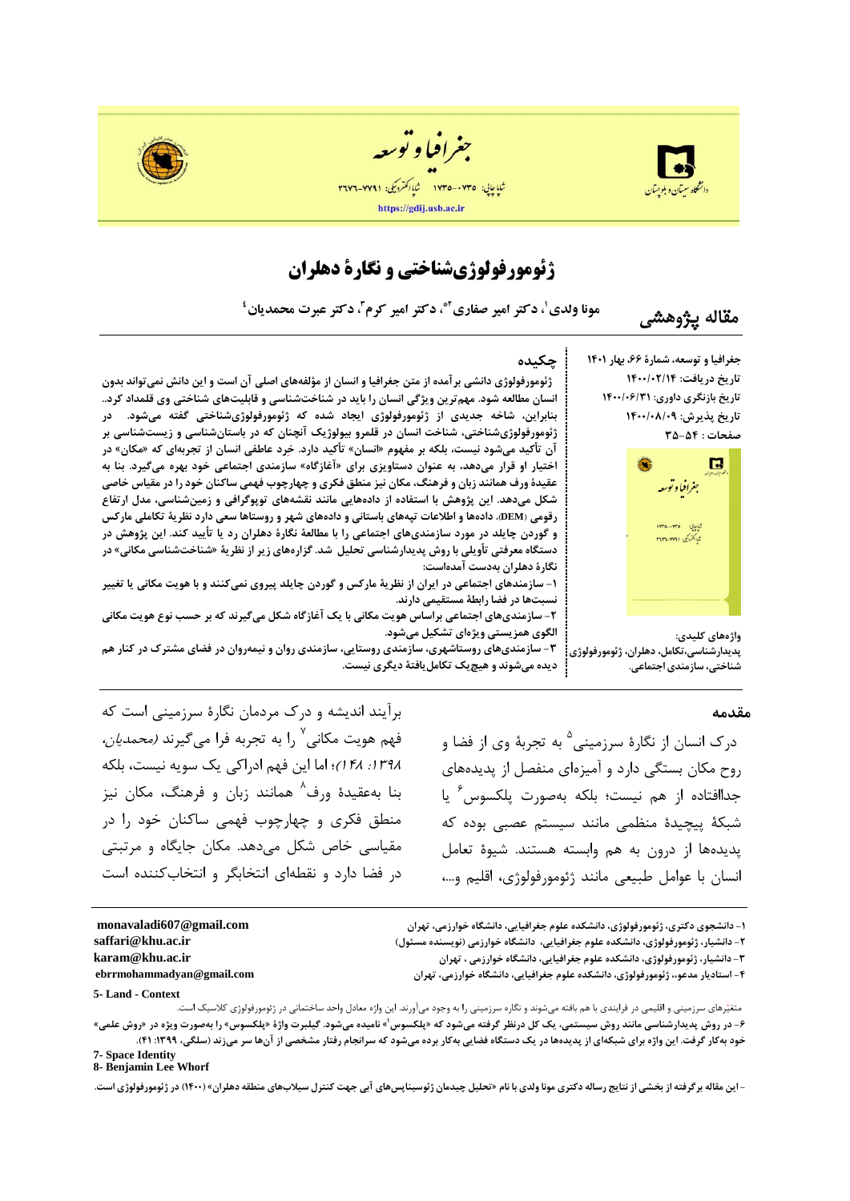# ژئومورفولوژی‌شناختی و نگارهٔ دهلران

**مقاله پژوهشی**

مونا ولدی[1]، دکتر امیر صفاری[2*]، دکتر امیر کرم[3]، دکتر عبرت محمدیان[4]

جغرافیا و توسعه، شمارهٔ ۶۶، بهار ۱۴۰۱
تاریخ دریافت: ۱۴۰۰/۰۲/۱۴
تاریخ بازنگری داوری: ۱۴۰۰/۰۶/۳۱
تاریخ پذیرش: ۱۴۰۰/۰۸/۰۹
صفحات: ۵۴-۳۵

## چکیده

ژئومورفولوژی دانشی برآمده از متن جغرافیا و انسان از مؤلفه‌های اصلی آن است و این دانش نمی‌تواند بدون انسان مطالعه شود. مهم‌ترین ویژگی انسان را باید در شناخت‌شناسی و قابلیت‌های شناختی وی قلمداد کرد.. بنابراین، شاخهٔ جدیدی از ژئومورفولوژی ایجاد شده که ژئومورفولوژی‌شناختی گفته می‌شود. در ژئومورفولوژی‌شناختی، شناخت انسان در قلمرو بیولوژیک آنچنان که در باستان‌شناسی و زیست‌شناسی بر آن تأکید می‌شود نیست، بلکه بر مفهوم «انسان» تأکید دارد. خرد عاطفی انسان از تجربه‌ای که «مکان» در اختیار او قرار می‌دهد، به عنوان دستاویزی برای «آغازگاه» سازمندی اجتماعی خود بهره می‌گیرد. بنا به عقیدهٔ ورف همانند زبان و فرهنگ، مکان نیز منطق فکری و چهارچوب فهمی ساکنان خود را در مقیاس خاصی شکل می‌دهد. این پژوهش با استفاده از داده‌هایی مانند نقشه‌های توپوگرافی و زمین‌شناسی، مدل ارتفاع رقومی (DEM)، داده‌ها و اطلاعات تپه‌های باستانی و داده‌های شهر و روستاها سعی دارد نظریهٔ تکاملی مارکس و گوردن چایلد در مورد سازمندی‌های اجتماعی را با مطالعهٔ نگارهٔ دهلران رد یا تأیید کند. این پژوهش در دستگاه معرفتی تأویلی با روش پدیدارشناسی تحلیل شد. گزاره‌های زیر از نظریهٔ «شناخت‌شناسی مکانی» در نگارهٔ دهلران به‌دست آمده‌است:

۱- سازمندهای اجتماعی در ایران از نظریهٔ مارکس و گوردن چایلد پیروی نمی‌کنند و با هویت مکانی یا تغییر نسبت‌ها در فضا رابطهٔ مستقیمی دارند.

۲- سازمندی‌های اجتماعی براساس هویت مکانی با یک آغازگاه شکل می‌گیرند که بر حسب نوع هویت مکانی الگوی همزیستی ویژه‌ای تشکیل می‌شود.

۳- سازمندی‌های روستاشهری، سازمندی روستایی، سازمندی روان و نیمه‌روان در فضای مشترک در کنار هم دیده می‌شوند و هیچ‌یک تکامل‌یافتهٔ دیگری نیست.

**واژه‌های کلیدی:**
پدیدارشناسی،تکامل، دهلران، ژئومورفولوژی شناختی، سازمندی اجتماعی.

## مقدمه

درک انسان از نگارهٔ سرزمینی[5] به تجربهٔ وی از فضا و روح مکان بستگی دارد و آمیزه‌ای منفصل از پدیده‌های جداافتاده از هم نیست؛ بلکه به‌صورت پلکسوس[6] یا شبکهٔ پیچیدهٔ منظمی مانند سیستم عصبی بوده که پدیده‌ها از درون به هم وابسته هستند. شیوهٔ تعامل انسان با عوامل طبیعی مانند ژئومورفولوژی، اقلیم و...، برآیند اندیشه و درک مردمان نگارهٔ سرزمینی است که فهم هویت مکانی[7] را به تجربه فرا می‌گیرند *(محمدیان، ۱۳۹۸: ۱۴۸)*؛ اما این فهم ادراکی یک سویه نیست، بلکه بنا به‌عقیدهٔ ورف[8] همانند زبان و فرهنگ، مکان نیز منطق فکری و چهارچوب فهمی ساکنان خود را در مقیاس خاص شکل می‌دهد. مکان جایگاه و مرتبتی در فضا دارد و نقطه‌ای انتخابگر و انتخاب‌کننده است

---

۱- دانشجوی دکتری، ژئومورفولوژی، دانشکده علوم جغرافیایی، دانشگاه خوارزمی، تهران — monavaladi607@gmail.com

۲- دانشیار، ژئومورفولوژی، دانشکده علوم جغرافیایی، دانشگاه خوارزمی (نویسنده مسئول) — saffari@khu.ac.ir

۳- دانشیار، ژئومورفولوژی، دانشکده علوم جغرافیایی، دانشگاه خوارزمی ، تهران — karam@khu.ac.ir

۴- استادیار مدعو، ژئومورفولوژی، دانشکده علوم جغرافیایی، دانشگاه خوارزمی، تهران — ebrrmohammadyan@gmail.com

5- Land - Context

متغیرهای سرزمینی و اقلیمی در فرایندی با هم بافته می‌شوند و نگاره سرزمینی را به وجود می‌آورند. این واژه معادل واحد ساختمانی در ژئومورفولوژی کلاسیک است.

۶- در روش پدیدارشناسی مانند روش سیستمی، یک کل درنظر گرفته می‌شود که «پلکسوس[1]» نامیده می‌شود. گیلبرت واژهٔ «پلکسوس» را به‌صورت ویژه در «روش علمی» خود به‌کار گرفت. این واژه برای شبکه‌ای از پدیده‌ها در یک دستگاه فضایی به‌کار برده می‌شود که سرانجام رفتار مشخصی از آن‌ها سر می‌زند (سلگی، ۱۳۹۹: ۴۱).

7- Space Identity

8- Benjamin Lee Whorf

- این مقاله برگرفته از بخشی از نتایج رساله دکتری مونا ولدی با نام «تحلیل چیدمان ژئوسیناپس‌های آبی جهت کنترل سیلاب‌های منطقه دهلران» (۱۴۰۰) در ژئومورفولوژی است.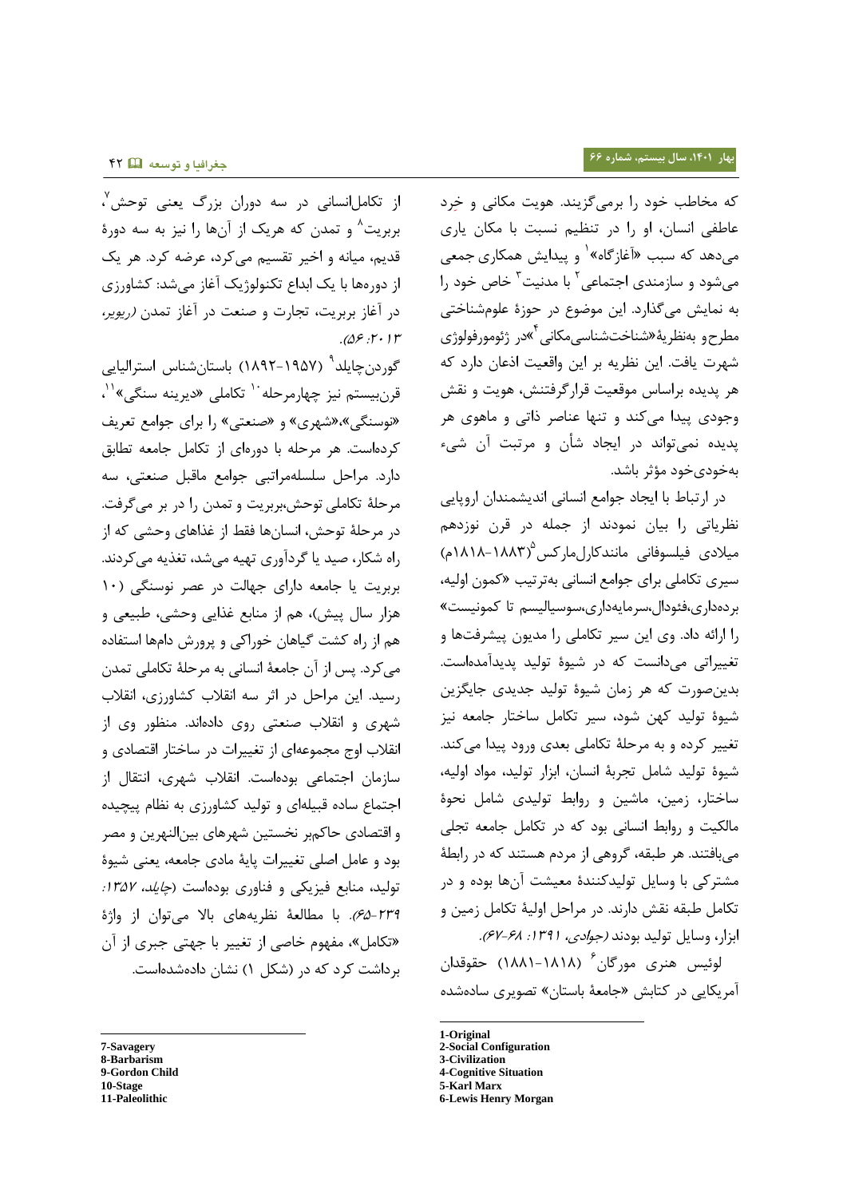که مخاطب خود را برمی‌گزینند. هویت مکانی و خرد عاطفی انسان، او را در تنظیم نسبت با مکان یاری می‌دهد که سبب «آغازگاه»[1] و پیدایش همکاری جمعی می‌شود و سازمندی اجتماعی[2] با مدنیت[3] خاص خود را به نمایش می‌گذارد. این موضوع در حوزهٔ علوم‌شناختی مطرح‌و به‌نظریهٔ «شناخت‌شناسی‌مکانی[4]» در ژئومورفولوژی شهرت یافت. این نظریه بر این واقعیت اذعان دارد که هر پدیده براساس موقعیت قرارگرفتنش، هویت و نقش وجودی پیدا می‌کند و تنها عناصر ذاتی و ماهوی هر پدیده نمی‌تواند در ایجاد شأن و مرتبت آن شیء به‌خودی‌خود مؤثر باشد.

در ارتباط با ایجاد جوامع انسانی اندیشمندان اروپایی نظریاتی را بیان نمودند از جمله در قرن نوزدهم میلادی فیلسوفانی مانندکارل‌مارکس[5](۱۸۸۳-۱۸۱۸م) سیری تکاملی برای جوامع انسانی به‌ترتیب «کمون اولیه، برده‌داری،فئودال،سرمایه‌داری،سوسیالیسم تا کمونیست» را ارائه داد. وی این سیر تکاملی را مدیون پیشرفت‌ها و تغییراتی می‌دانست که در شیوهٔ تولید پدیدآمده‌است. بدین‌صورت که هر زمان شیوهٔ تولید جدیدی جایگزین شیوهٔ تولید کهن شود، سیر تکامل ساختار جامعه نیز تغییر کرده و به مرحلهٔ تکاملی بعدی ورود پیدا می‌کند. شیوهٔ تولید شامل تجربهٔ انسان، ابزار تولید، مواد اولیه، ساختار، زمین، ماشین و روابط تولیدی شامل نحوهٔ مالکیت و روابط انسانی بود که در تکامل جامعه تجلی می‌یافتند. هر طبقه، گروهی از مردم هستند که در رابطهٔ مشترکی با وسایل تولیدکنندهٔ معیشت آن‌ها بوده و در تکامل طبقه نقش دارند. در مراحل اولیهٔ تکامل زمین و ابزار، وسایل تولید بودند *(جوادی، ۱۳۹۱: ۶۸-۶۷).*

لوئیس هنری مورگان[6] (۱۸۸۱-۱۸۱۸) حقوقدان آمریکایی در کتابش «جامعهٔ باستان» تصویری ساده‌شده از تکامل‌انسانی در سه دوران بزرگ یعنی توحش[7]، بربریت[8] و تمدن که هریک از آن‌ها را نیز به سه دورهٔ قدیم، میانه و اخیر تقسیم می‌کرد، عرضه کرد. هر یک از دوره‌ها با یک ابداع تکنولوژیک آغاز می‌شد: کشاورزی در آغاز بربریت، تجارت و صنعت در آغاز تمدن *(ریویر، ۲۰۱۳: ۵۶).*

گوردن‌چایلد[9] (۱۹۵۷-۱۸۹۲) باستان‌شناس استرالیایی قرن‌بیستم نیز چهارمرحله[10] تکاملی «دیرینه سنگی»[11]، «نوسنگی»،«شهری» و «صنعتی» را برای جوامع تعریف کرده‌است. هر مرحله با دوره‌ای از تکامل جامعه تطابق دارد. مراحل سلسله‌مراتبی جوامع ماقبل صنعتی، سه مرحلهٔ تکاملی توحش،بربریت و تمدن را در بر می‌گرفت. در مرحلهٔ توحش، انسان‌ها فقط از غذاهای وحشی که از راه شکار، صید یا گردآوری تهیه می‌شد، تغذیه می‌کردند. بربریت یا جامعه دارای جهالت در عصر نوسنگی (۱۰ هزار سال پیش)، هم از منابع غذایی وحشی، طبیعی و هم از راه کشت گیاهان خوراکی و پرورش دام‌ها استفاده می‌کرد. پس از آن جامعهٔ انسانی به مرحلهٔ تکاملی تمدن رسید. این مراحل در اثر سه انقلاب کشاورزی، انقلاب شهری و انقلاب صنعتی روی داده‌اند. منظور وی از انقلاب اوج مجموعه‌ای از تغییرات در ساختار اقتصادی و سازمان اجتماعی بوده‌است. انقلاب شهری، انتقال از اجتماع ساده قبیله‌ای و تولید کشاورزی به نظام پیچیده و اقتصادی حاکم‌بر نخستین شهرهای بین‌النهرین و مصر بود و عامل اصلی تغییرات پایهٔ مادی جامعه، یعنی شیوهٔ تولید، منابع فیزیکی و فناوری بوده‌است *(چایلد، ۱۳۵۷: ۲۳۹-۶۵).* با مطالعهٔ نظریه‌های بالا می‌توان از واژهٔ «تکامل»، مفهوم خاصی از تغییر با جهتی جبری از آن برداشت کرد که در (شکل ۱) نشان داده‌شده‌است.

---

1-Original
2-Social Configuration
3-Civilization
4-Cognitive Situation
5-Karl Marx
6-Lewis Henry Morgan
7-Savagery
8-Barbarism
9-Gordon Child
10-Stage
11-Paleolithic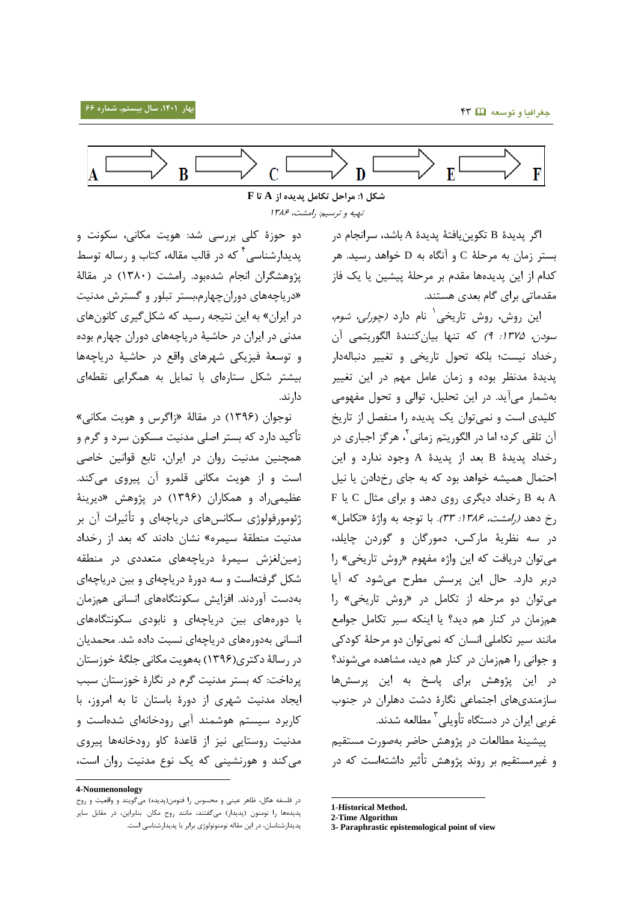A ⟹ B ⟹ C ⟹ D ⟹ E ⟹ F

**شکل ۱: مراحل تکامل پدیده از A تا F**

*تهیه و ترسیم: رامشت، ۱۳۸۶*

اگر پدیدۀ B تکوین‌یافتۀ پدیدۀ A باشد، سرانجام در بستر زمان به مرحلۀ C و آنگاه به D خواهد رسید. هر کدام از این پدیده‌ها مقدم بر مرحلۀ پیشین یا یک فاز مقدماتی برای گام بعدی هستند.

این روش، روش تاریخی[1] نام دارد (*چورلی، شوم، سودن، ۱۳۷۵: ۹*) که تنها بیان‌کنندۀ الگوریتمی آن رخداد نیست؛ بلکه تحول تاریخی و تغییر دنباله‌دار پدیدۀ مدنظر بوده و زمان عامل مهم در این تغییر به‌شمار می‌آید. در این تحلیل، توالی و تحول مفهومی کلیدی است و نمی‌توان یک پدیده را منفصل از تاریخ آن تلقی کرد؛ اما در الگوریتم زمانی[2]، هرگز اجباری در رخداد پدیدۀ B بعد از پدیدۀ A وجود ندارد و این احتمال همیشه خواهد بود که به جای رخدادن یا نیل A به B رخداد دیگری روی دهد و برای مثال C یا F رخ دهد (*رامشت، ۱۳۸۶: ۳۳*). با توجه به واژۀ «تکامل» در سه نظریۀ مارکس، دمورگان و گوردن چایلد، می‌توان دریافت که این واژه مفهوم «روش تاریخی» را دربر دارد. حال این پرسش مطرح می‌شود که آیا می‌توان دو مرحله از تکامل در «روش تاریخی» را هم‌زمان در کنار هم دید؟ یا اینکه سیر تکامل جوامع مانند سیر تکاملی انسان که نمی‌توان دو مرحلۀ کودکی و جوانی را هم‌زمان در کنار هم دید، مشاهده می‌شوند؟

در این پژوهش برای پاسخ به این پرسش‌ها سازمندی‌های اجتماعی نگارۀ دشت دهلران در جنوب غربی ایران در دستگاه تأویلی[3] مطالعه شدند.

پیشینۀ مطالعات در پژوهش حاضر به‌صورت مستقیم و غیرمستقیم بر روند پژوهش تأثیر داشته‌است که در دو حوزۀ کلی بررسی شد: هویت مکانی، سکونت و پدیدارشناسی[4] که در قالب مقاله، کتاب و رساله توسط پژوهشگران انجام شده‌بود. رامشت (۱۳۸۰) در مقالۀ «دریاچه‌های دوران‌چهارم،بستر تبلور و گسترش مدنیت در ایران» به این نتیجه رسید که شکل‌گیری کانون‌های مدنی در ایران در حاشیۀ دریاچه‌های دوران چهارم بوده و توسعۀ فیزیکی شهرهای واقع در حاشیۀ دریاچه‌ها بیشتر شکل ستاره‌ای با تمایل به همگرایی نقطه‌ای دارند.

نوجوان (۱۳۹۶) در مقالۀ «زاگرس و هویت مکانی» تأکید دارد که بستر اصلی مدنیت مسکون سرد و گرم و همچنین مدنیت روان در ایران، تابع قوانین خاصی است و از هویت مکانی قلمرو آن پیروی می‌کند. عظیمی‌راد و همکاران (۱۳۹۶) در پژوهش «دیرینۀ ژئومورفولوژی سکانس‌های دریاچه‌ای و تأثیرات آن بر مدنیت منطقۀ سیمره» نشان دادند که بعد از رخداد زمین‌لغزش سیمرۀ دریاچه‌های متعددی در منطقه شکل گرفته‌است و سه دورۀ دریاچه‌ای و بین دریاچه‌ای به‌دست آوردند. افزایش سکونتگاه‌های انسانی هم‌زمان با دوره‌های بین دریاچه‌ای و نابودی سکونتگاه‌های انسانی به‌دوره‌های دریاچه‌ای نسبت داده شد. محمدیان در رسالۀ دکتری(۱۳۹۶) به‌هویت مکانی جلگۀ خوزستان پرداخت: که بستر مدنیت گرم در نگارۀ خوزستان سبب ایجاد مدنیت شهری از دورۀ باستان تا به امروز، با کاربرد سیستم هوشمند آبی رودخانه‌ای شده‌است و مدنیت روستایی نیز از قاعدۀ کاو رودخانه‌ها پیروی می‌کند و هورنشینی که یک نوع مدنیت روان است،

---

1-Historical Method.

2-Time Algorithm

3- Paraphrastic epistemological point of view

4-Noumenonology

در فلسفه هگل، ظاهر عینی و محسوس را فنومن(پدیده) می‌گویند و واقعیت و روح پدیده‌ها را نومنون (پدیدار) می‌گفتند، مانند روح مکان. بنابراین، در مقابل سایر پدیدارشناسان، در این مقاله نومنولوژی برابر با پدیدارشناسی است.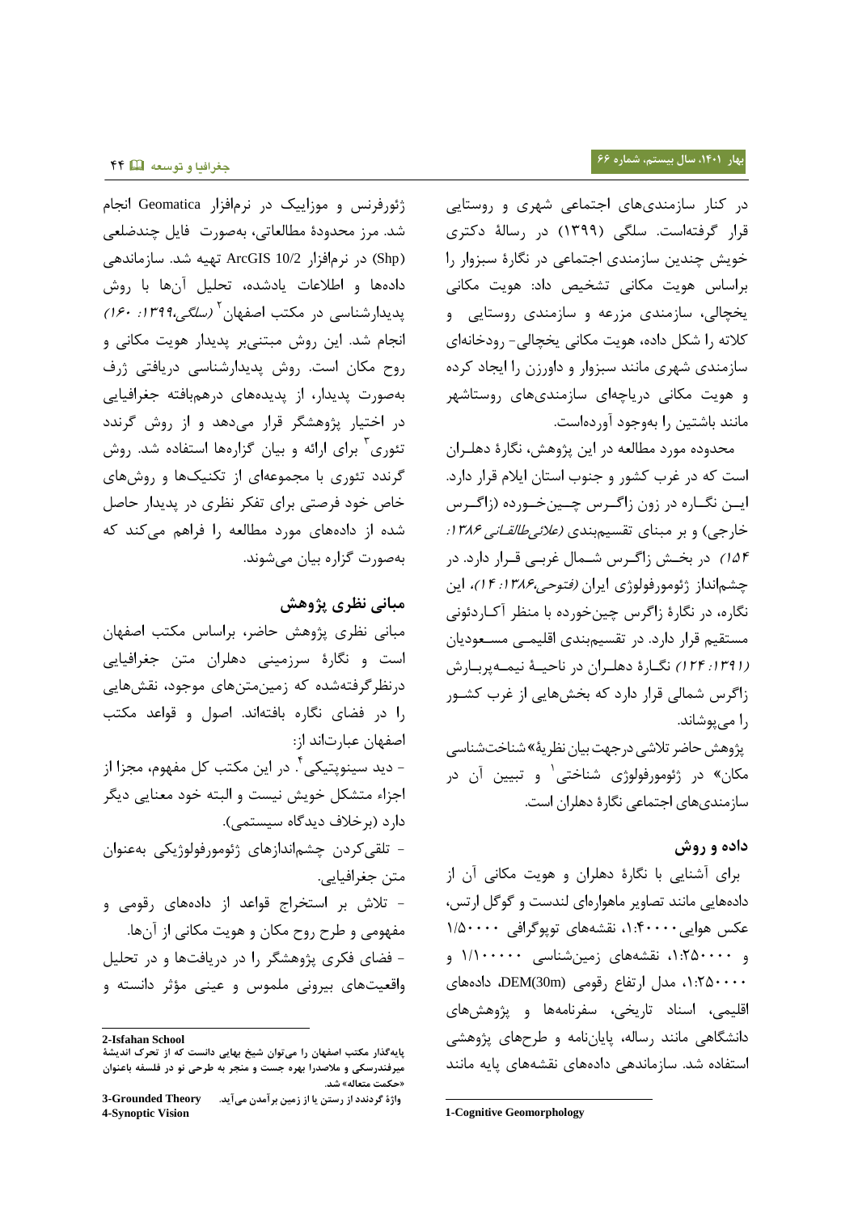در کنار سازمندی‌های اجتماعی شهری و روستایی قرار گرفته‌است. سلگی (۱۳۹۹) در رسالۀ دکتری خویش چندین سازمندی اجتماعی در نگارۀ سبزوار را براساس هویت مکانی تشخیص داد: هویت مکانی یخچالی، سازمندی مزرعه و سازمندی روستایی و کلاته را شکل داده، هویت مکانی یخچالی- رودخانه‌ای سازمندی شهری مانند سبزوار و داورزن را ایجاد کرده و هویت مکانی دریاچه‌ای سازمندی‌های روستاشهر مانند باشتین را به‌وجود آورده‌است.

محدوده مورد مطالعه در این پژوهش، نگارۀ دهلـران است که در غرب کشور و جنوب استان ایلام قرار دارد. ایـن نگـاره در زون زاگـرس چـین‌خـورده (زاگـرس خارجی) و بر مبنای تقسیم‌بندی *(علائی‌طالقـانی ۱۳۸۶: ۱۵۴)* در بخـش زاگـرس شـمال غربـی قـرار دارد. در چشم‌انداز ژئومورفولوژی ایران *(فتوحی،۱۳۸۶: ۱۴)*، این نگاره، در نگارۀ زاگرس چین‌خورده با منظر آکـاردئونی مستقیم قرار دارد. در تقسیم‌بندی اقلیمـی مسـعودیان *(۱۳۹۱: ۱۲۴)* نگـارۀ دهلـران در ناحیـۀ نیمـه‌پربـارش زاگرس شمالی قرار دارد که بخش‌هایی از غرب کشـور را می‌پوشاند.

پژوهش حاضر تلاشی درجهت بیان نظریۀ «شناخت‌شناسی مکان» در ژئومورفولوژی شناختی[1] و تبیین آن در سازمندی‌های اجتماعی نگارۀ دهلران است.

## داده و روش

برای آشنایی با نگارۀ دهلران و هویت مکانی آن از داده‌هایی مانند تصاویر ماهواره‌ای لندست و گوگل ارتس، عکس هوایی ۱:۴۰۰۰۰، نقشه‌های توپوگرافی ۱/۵۰۰۰۰ و ۱:۲۵۰۰۰۰، نقشه‌های زمین‌شناسی ۱/۱۰۰۰۰۰ و ۱:۲۵۰۰۰۰، مدل ارتفاع رقومی DEM(30m)، داده‌های اقلیمی، اسناد تاریخی، سفرنامه‌ها و پژوهش‌های دانشگاهی مانند رساله، پایان‌نامه و طرح‌های پژوهشی استفاده شد. سازماندهی داده‌های نقشه‌های پایه مانند ژئورفرنس و موزاییک در نرم‌افزار Geomatica انجام شد. مرز محدودۀ مطالعاتی، به‌صورت فایل چندضلعی (Shp) در نرم‌افزار ArcGIS 10/2 تهیه شد. سازماندهی داده‌ها و اطلاعات یادشده، تحلیل آن‌ها با روش پدیدارشناسی در مکتب اصفهان[2] *(سلگی،۱۳۹۹: ۱۶۰)* انجام شد. این روش مبتنی‌بر پدیدار هویت مکانی و روح مکان است. روش پدیدارشناسی دریافتی ژرف به‌صورت پدیدار، از پدیده‌های درهم‌بافته جغرافیایی در اختیار پژوهشگر قرار می‌دهد و از روش گرندد تئوری[3] برای ارائه و بیان گزاره‌ها استفاده شد. روش گرندد تئوری با مجموعه‌ای از تکنیک‌ها و روش‌های خاص خود فرصتی برای تفکر نظری در پدیدار حاصل شده از داده‌های مورد مطالعه را فراهم می‌کند که به‌صورت گزاره بیان می‌شوند.

## مبانی نظری پژوهش

مبانی نظری پژوهش حاضر، براساس مکتب اصفهان است و نگارۀ سرزمینی دهلران متن جغرافیایی درنظرگرفته‌شده که زمین‌متن‌های موجود، نقش‌هایی را در فضای نگاره بافته‌اند. اصول و قواعد مکتب اصفهان عبارت‌اند از:

- دید سینوپتیکی[4]. در این مکتب کل مفهوم، مجزا از اجزاء متشکل خویش نیست و البته خود معنایی دیگر دارد (برخلاف دیدگاه سیستمی).
- تلقی‌کردن چشم‌اندازهای ژئومورفولوژیکی به‌عنوان متن جغرافیایی.
- تلاش بر استخراج قواعد از داده‌های رقومی و مفهومی و طرح روح مکان و هویت مکانی از آن‌ها.
- فضای فکری پژوهشگر را در دریافت‌ها و در تحلیل واقعیت‌های بیرونی ملموس و عینی مؤثر دانسته و

---

1-Cognitive Geomorphology

2-Isfahan School
پایه‌گذار مکتب اصفهان را می‌توان شیخ بهایی دانست که از تحرک اندیشۀ میرفندرسکی و ملاصدرا بهره جست و منجر به طرحی نو در فلسفه باعنوان «حکمت متعاله» شد.

3-Grounded Theory واژۀ گرندد از رستن یا از زمین برآمدن می‌آید.

4-Synoptic Vision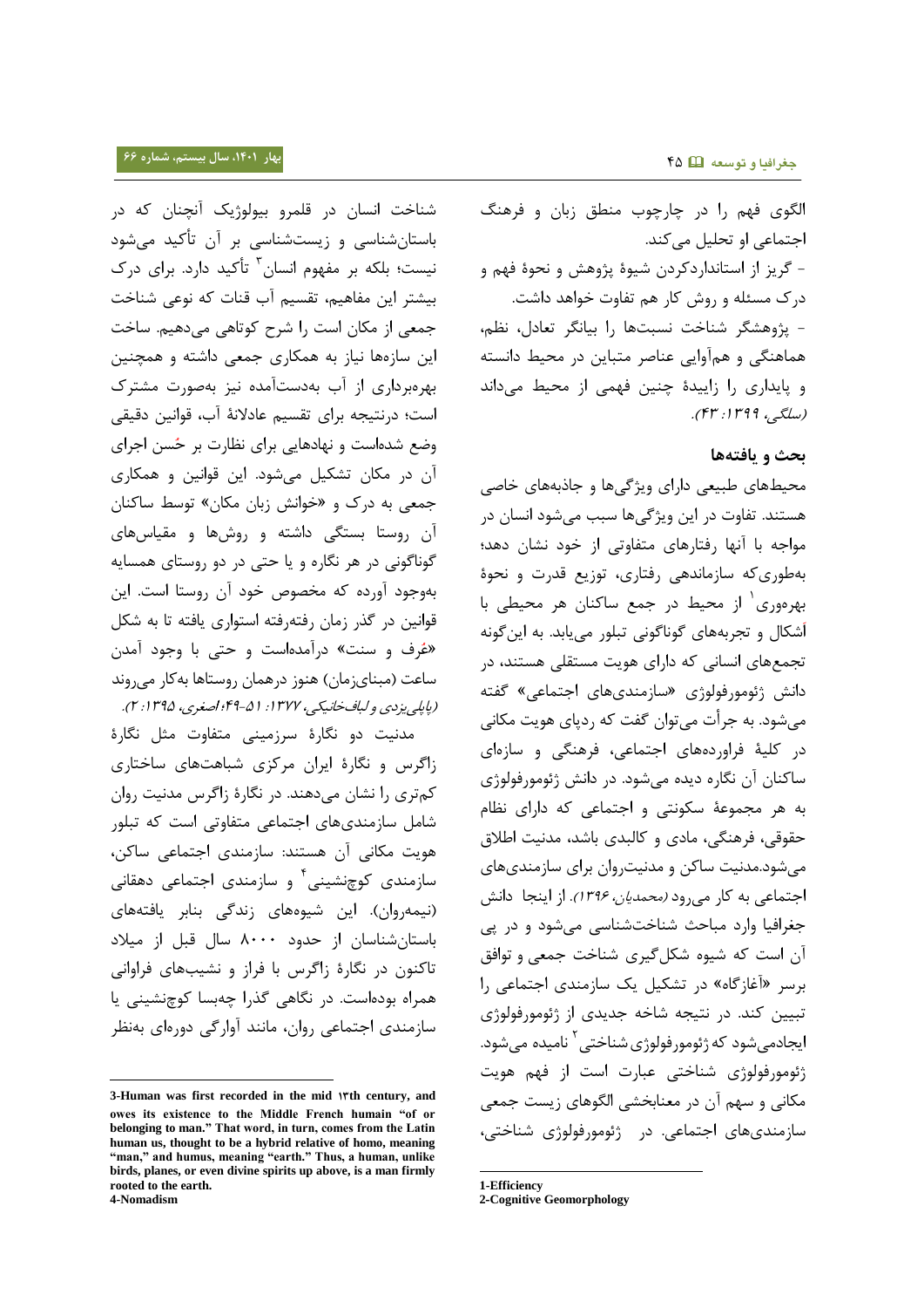الگوی فهم را در چارچوب منطق زبان و فرهنگ اجتماعی او تحلیل می‌کند.

- گریز از استانداردکردن شیوهٔ پژوهش و نحوهٔ فهم و درک مسئله و روش کار هم تفاوت خواهد داشت.

- پژوهشگر شناخت نسبت‌ها را بیانگر تعادل، نظم، هماهنگی و هم‌آوایی عناصر متباین در محیط دانسته و پایداری را زاییدهٔ چنین فهمی از محیط می‌داند *(سلگی، ۱۳۹۹: ۴۳)*.

## بحث و یافته‌ها

محیط‌های طبیعی دارای ویژگی‌ها و جاذبه‌های خاصی هستند. تفاوت در این ویژگی‌ها سبب می‌شود انسان در مواجه با آنها رفتارهای متفاوتی از خود نشان دهد؛ به‌طوری‌که سازماندهی رفتاری، توزیع قدرت و نحوهٔ بهره‌وری[1] از محیط در جمع ساکنان هر محیطی با اَشکال و تجربه‌های گوناگونی تبلور می‌یابد. به این‌گونه تجمع‌های انسانی که دارای هویت مستقلی هستند، در دانش ژئومورفولوژی «سازمندی‌های اجتماعی» گفته می‌شود. به جرأت می‌توان گفت که ردپای هویت مکانی در کلیهٔ فراورده‌های اجتماعی، فرهنگی و سازه‌ای ساکنان آن نگاره دیده می‌شود. در دانش ژئومورفولوژی به هر مجموعهٔ سکونتی و اجتماعی که دارای نظام حقوقی، فرهنگی، مادی و کالبدی باشد، مدنیت اطلاق می‌شود.مدنیت ساکن و مدنیت‌روان برای سازمندی‌های اجتماعی به کار می‌رود *(محمدیان، ۱۳۹۶)*. از اینجا دانش جغرافیا وارد مباحث شناخت‌شناسی می‌شود و در پی آن است که شیوه شکل‌گیری شناخت جمعی و توافق برسر «آغازگاه» در تشکیل یک سازمندی اجتماعی را تبیین کند. در نتیجه شاخه جدیدی از ژئومورفولوژی ایجادمی‌شود که ژئومورفولوژی شناختی[2] نامیده می‌شود. ژئومورفولوژی شناختی عبارت است از فهم هویت مکانی و سهم آن در معنابخشی الگوهای زیست جمعی سازمندی‌های اجتماعی. در ژئومورفولوژی شناختی، شناخت انسان در قلمرو بیولوژیک آنچنان که در باستان‌شناسی و زیست‌شناسی بر آن تأکید می‌شود نیست؛ بلکه بر مفهوم انسان[3] تأکید دارد. برای درک بیشتر این مفاهیم، تقسیم آب قنات که نوعی شناخت جمعی از مکان است را شرح کوتاهی می‌دهیم. ساخت این سازه‌ها نیاز به همکاری جمعی داشته و همچنین بهره‌برداری از آب به‌دست‌آمده نیز به‌صورت مشترک است؛ درنتیجه برای تقسیم عادلانهٔ آب، قوانین دقیقی وضع شده‌است و نهادهایی برای نظارت بر حُسن اجرای آن در مکان تشکیل می‌شود. این قوانین و همکاری جمعی به درک و «خوانش زبان مکان» توسط ساکنان آن روستا بستگی داشته و روش‌ها و مقیاس‌های گوناگونی در هر نگاره و یا حتی در دو روستای همسایه به‌وجود آورده که مخصوص خود آن روستا است. این قوانین در گذر زمان رفته‌رفته استواری یافته تا به شکل «عُرف و سنت» درآمده‌است و حتی با وجود آمدن ساعت (مبنای‌زمان) هنوز درهمان روستاها به‌کار می‌روند *(پاپلی یزدی و لباف‌خانیکی، ۱۳۷۷: ۵۱-۴۹؛ اصغری، ۱۳۹۵: ۲)*.

مدنیت دو نگارهٔ سرزمینی متفاوت مثل نگارهٔ زاگرس و نگارهٔ ایران مرکزی شباهت‌های ساختاری کم‌تری را نشان می‌دهند. در نگارهٔ زاگرس مدنیت روان شامل سازمندی‌های اجتماعی متفاوتی است که تبلور هویت مکانی آن هستند: سازمندی اجتماعی ساکن، سازمندی کوچ‌نشینی[4] و سازمندی اجتماعی دهقانی (نیمه‌روان). این شیوه‌های زندگی بنابر یافته‌های باستان‌شناسان از حدود ۸۰۰۰ سال قبل از میلاد تاکنون در نگارهٔ زاگرس با فراز و نشیب‌های فراوانی همراه بوده‌است. در نگاهی گذرا چه‌بسا کوچ‌نشینی یا سازمندی اجتماعی روان، مانند آوارگی دوره‌ای به‌نظر

---

1-Efficiency

2-Cognitive Geomorphology

3-Human was first recorded in the mid 13th century, and owes its existence to the Middle French humain "of or belonging to man." That word, in turn, comes from the Latin human us, thought to be a hybrid relative of homo, meaning "man," and humus, meaning "earth." Thus, a human, unlike birds, planes, or even divine spirits up above, is a man firmly rooted to the earth.

4-Nomadism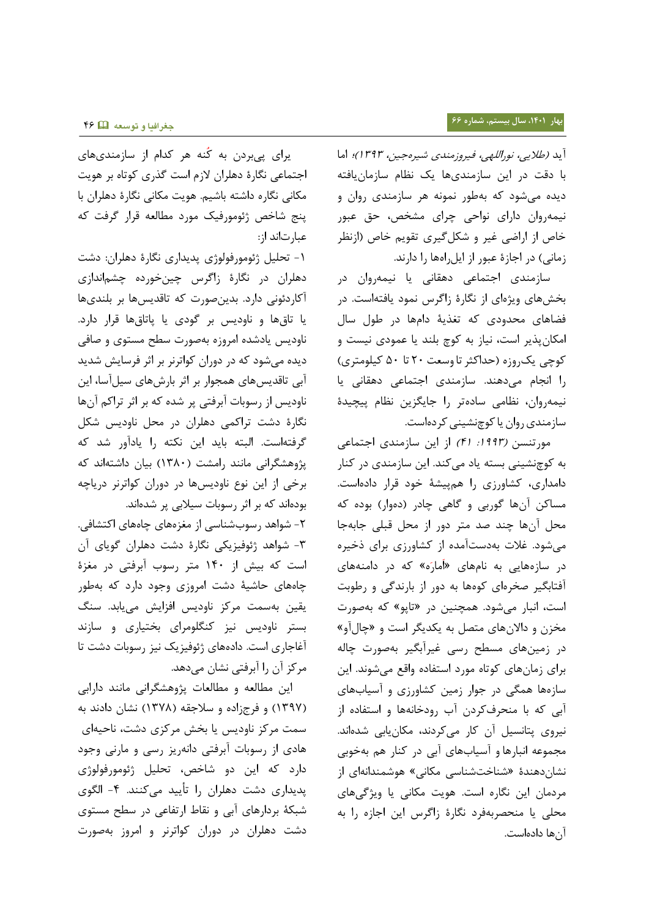آید (*طلایی، نوراللهی، فیروزمندی شیره‌جین، ۱۳۹۳*)؛ اما با دقت در این سازمندی‌ها یک نظام سازمان‌یافته دیده می‌شود که به‌طور نمونه هر سازمندی روان و نیمه‌روان دارای نواحی چرای مشخص، حق عبور خاص از اراضی غیر و شکل‌گیری تقویم خاص (ازنظر زمانی) در اجازهٔ عبور از ایل‌راه‌ها را دارند.

سازمندی اجتماعی دهقانی یا نیمه‌روان در بخش‌های ویژه‌ای از نگارهٔ زاگرس نمود یافته‌است. در فضاهای محدودی که تغذیهٔ دام‌ها در طول سال امکان‌پذیر است، نیاز به کوچ بلند یا عمودی نیست و کوچی یک‌روزه (حداکثر تا وسعت ۲۰ تا ۵۰ کیلومتری) را انجام می‌دهند. سازمندی اجتماعی دهقانی یا نیمه‌روان، نظامی ساده‌تر را جایگزین نظام پیچیدهٔ سازمندی روان یا کوچ‌نشینی کرده‌است.

مورتنسن (*۱۹۹۳: ۴۱*) از این سازمندی اجتماعی به کوچ‌نشینی بسته یاد می‌کند. این سازمندی در کنار دامداری، کشاورزی را هم‌پیشهٔ خود قرار داده‌است. مساکن آن‌ها گوربی و گاهی چادر (دهوار) بوده که محل آن‌ها چند صد متر دور از محل قبلی جابه‌جا می‌شود. غلات به‌دست‌آمده از کشاورزی برای ذخیره در سازه‌هایی به نام‌های «اَمارَه» که در دامنه‌های آفتابگیر صخره‌ای کوه‌ها به دور از بارندگی و رطوبت است، انبار می‌شود. همچنین در «تاپو» که به‌صورت مخزن و دالان‌های متصل به یکدیگر است و «چال‌آو» در زمین‌های مسطح رسی غیرآبگیر به‌صورت چاله برای زمان‌های کوتاه مورد استفاده واقع می‌شوند. این سازه‌ها همگی در جوار زمین کشاورزی و آسیاب‌های آبی که با منحرف‌کردن آب رودخانه‌ها و استفاده از نیروی پتانسیل آن کار می‌کردند، مکان‌یابی شده‌اند. مجموعه انبارها و آسیاب‌های آبی در کنار هم به‌خوبی نشان‌دهندهٔ «شناخت‌شناسی مکانی» هوشمندانه‌ای از مردمان این نگاره است. هویت مکانی با ویژگی‌های محلی یا منحصربه‌فرد نگارهٔ زاگرس این اجازه را به آن‌ها داده‌است.

برای پی‌بردن به کُنه هر کدام از سازمندی‌های اجتماعی نگارهٔ دهلران لازم است گذری کوتاه بر هویت مکانی نگاره داشته باشیم. هویت مکانی نگارهٔ دهلران با پنج شاخص ژئومورفیک مورد مطالعه قرار گرفت که عبارت‌اند از:

۱- تحلیل ژئومورفولوژی پدیداری نگارهٔ دهلران: دشت دهلران در نگارهٔ زاگرس چین‌خورده چشم‌اندازی آکاردئونی دارد. بدین‌صورت که تاقدیس‌ها بر بلندی‌ها یا تاق‌ها و ناودیس بر گودی یا پاتاق‌ها قرار دارد. ناودیس یادشده امروزه به‌صورت سطح مستوی و صافی دیده می‌شود که در دوران کواترنر بر اثر فرسایش شدید آبی تاقدیس‌های همجوار بر اثر بارش‌های سیل‌آسا، این ناودیس از رسوبات آبرفتی پر شده که بر اثر تراکم آن‌ها نگارهٔ دشت تراکمی دهلران در محل ناودیس شکل گرفته‌است. البته باید این نکته را یادآور شد که پژوهشگرانی مانند رامشت (۱۳۸۰) بیان داشته‌اند که برخی از این نوع ناودیس‌ها در دوران کواترنر دریاچه بوده‌اند که بر اثر رسوبات سیلابی پر شده‌اند.

۲- شواهد رسوب‌شناسی از مغزه‌های چاه‌های اکتشافی.

۳- شواهد ژئوفیزیکی نگارهٔ دشت دهلران گویای آن است که بیش از ۱۴۰ متر رسوب آبرفتی در مغزهٔ چاه‌های حاشیهٔ دشت امروزی وجود دارد که به‌طور یقین به‌سمت مرکز ناودیس افزایش می‌یابد. سنگ بستر ناودیس نیز کنگلومرای بختیاری و سازند آغاجاری است. داده‌های ژئوفیزیک نیز رسوبات دشت تا مرکز آن را آبرفتی نشان می‌دهد.

این مطالعه و مطالعات پژوهشگرانی مانند دارابی (۱۳۹۷) و فرجزاده و سلاجقه (۱۳۷۸) نشان دادند به سمت مرکز ناودیس یا بخش مرکزی دشت، ناحیه‌ای هادی از رسوبات آبرفتی دانه‌ریز رسی و مارنی وجود دارد که این دو شاخص، تحلیل ژئومورفولوژی پدیداری دشت دهلران را تأیید می‌کنند. ۴- الگوی شبکهٔ بردارهای آبی و نقاط ارتفاعی در سطح مستوی دشت دهلران در دوران کواترنر و امروز به‌صورت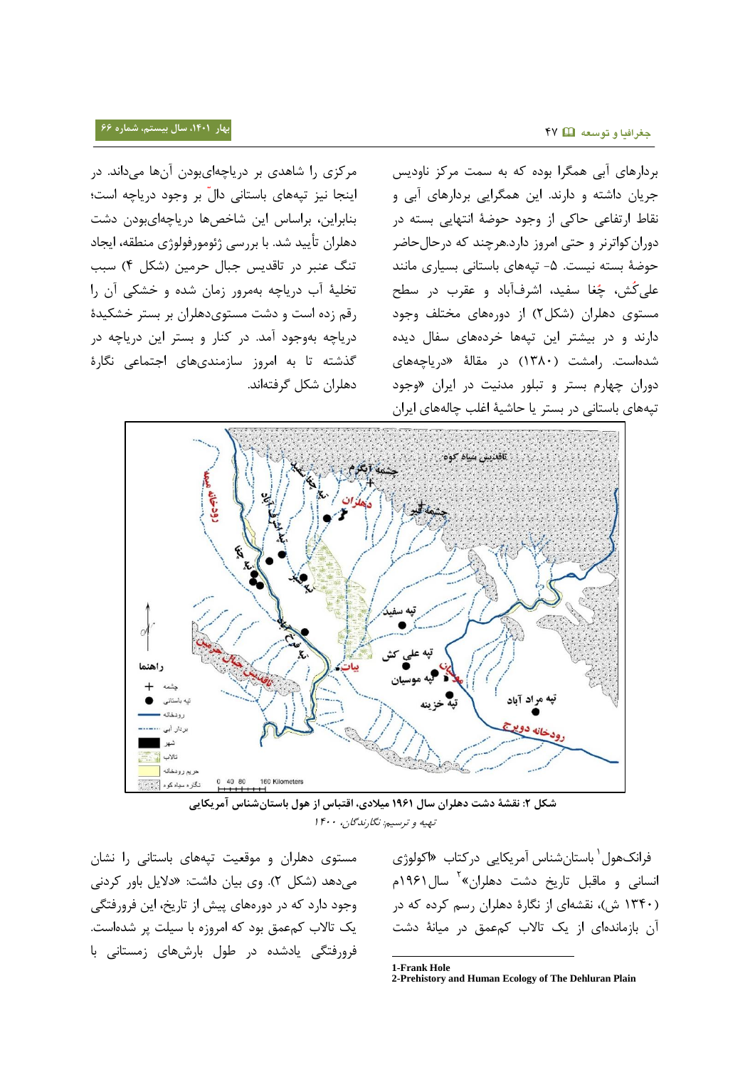بردارهای آبی همگرا بوده که به سمت مرکز ناودیس جریان داشته و دارند. این همگرایی بردارهای آبی و نقاط ارتفاعی حاکی از وجود حوضهٔ انتهایی بسته در دوران کواترنر و حتی امروز دارد.هرچند که درحال‌حاضر حوضهٔ بسته نیست. ۵- تپه‌های باستانی بسیاری مانند علی‌کُش، چُغا سفید، اشرف‌آباد و عقرب در سطح مستوی دهلران (شکل۲) از دوره‌های مختلف وجود دارند و در بیشتر این تپه‌ها خرده‌های سفال دیده شده‌است. رامشت (۱۳۸۰) در مقالهٔ «دریاچه‌های دوران چهارم بستر و تبلور مدنیت در ایران «وجود تپه‌های باستانی در بستر یا حاشیهٔ اغلب چاله‌های ایران مرکزی را شاهدی بر دریاچه‌ای‌بودن آن‌ها می‌داند. در اینجا نیز تپه‌های باستانی دالّ بر وجود دریاچه است؛ بنابراین، براساس این شاخص‌ها دریاچه‌ای‌بودن دشت دهلران تأیید شد. با بررسی ژئومورفولوژی منطقه، ایجاد تنگ عنبر در تاقدیس جبال حرمین (شکل ۴) سبب تخلیهٔ آب دریاچه به‌مرور زمان شده و خشکی آن را رقم زده است و دشت مستوی‌دهلران بر بستر خشکیدهٔ دریاچه به‌وجود آمد. در کنار و بستر این دریاچه در گذشته تا به امروز سازمندی‌های اجتماعی نگارهٔ دهلران شکل گرفته‌اند.

**شکل ۲: نقشهٔ دشت دهلران سال ۱۹۶۱ میلادی، اقتباس از هول باستان‌شناس آمریکایی**

*تهیه و ترسیم: نگارندگان، ۱۴۰۰*

فرانک‌هول[1] باستان‌شناس آمریکایی درکتاب «اکولوژی انسانی و ماقبل تاریخ دشت دهلران»[2] سال ۱۹۶۱م (۱۳۴۰ ش)، نقشه‌ای از نگارهٔ دهلران رسم کرده که در آن بازمانده‌ای از یک تالاب کم‌عمق در میانهٔ دشت مستوی دهلران و موقعیت تپه‌های باستانی را نشان می‌دهد (شکل ۲). وی بیان داشت: «دلایل باور کردنی وجود دارد که در دوره‌های پیش از تاریخ، این فرورفتگی یک تالاب کم‌عمق بود که امروزه با سیلت پر شده‌است. فرورفتگی یادشده در طول بارش‌های زمستانی با

---

1-Frank Hole

2-Prehistory and Human Ecology of The Dehluran Plain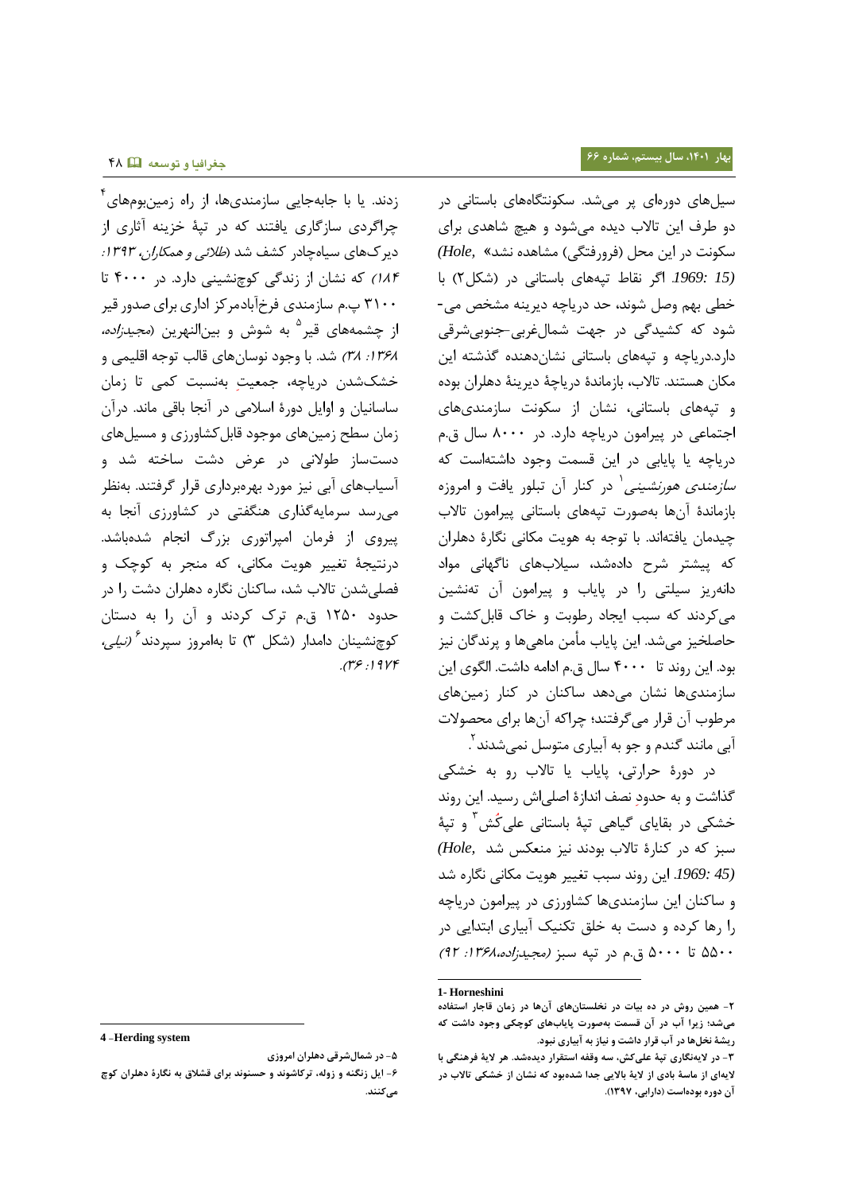سیل‌های دوره‌ای پر می‌شد. سکونتگاه‌های باستانی در دو طرف این تالاب دیده می‌شود و هیچ شاهدی برای سکونت در این محل (فرورفتگی) مشاهده نشد» *(Hole, 1969: 15)* اگر نقاط تپه‌های باستانی در (شکل۲) با خطی بهم وصل شوند، حد دریاچه دیرینه مشخص می‌شود که کشیدگی در جهت شمال‌غربی-جنوبی‌شرقی دارد.دریاچه و تپه‌های باستانی نشان‌دهنده گذشته این مکان هستند. تالاب، بازماندهٔ دریاچهٔ دیرینهٔ دهلران بوده و تپه‌های باستانی، نشان از سکونت سازمندی‌های اجتماعی در پیرامون دریاچه دارد. در ۸۰۰۰ سال ق.م دریاچه یا پایابی در این قسمت وجود داشته‌است که *سازمندی هورنشینی*[1] در کنار آن تبلور یافت و امروزه بازماندهٔ آن‌ها به‌صورت تپه‌های باستانی پیرامون تالاب چیدمان یافته‌اند. با توجه به هویت مکانی نگارهٔ دهلران که پیشتر شرح داده‌شد، سیلاب‌های ناگهانی مواد دانه‌ریز سیلتی را در پایاب و پیرامون آن ته‌نشین می‌کردند که سبب ایجاد رطوبت و خاک قابل‌کشت و حاصلخیز می‌شد. این پایاب مأمن ماهی‌ها و پرندگان نیز بود. این روند تا ۴۰۰۰ سال ق.م ادامه داشت. الگوی این سازمندی‌ها نشان می‌دهد ساکنان در کنار زمین‌های مرطوب آن قرار می‌گرفتند؛ چراکه آن‌ها برای محصولات آبی مانند گندم و جو به آبیاری متوسل نمی‌شدند[2].

در دورهٔ حرارتی، پایاب یا تالاب رو به خشکی گذاشت و به حدودِ نصف اندازهٔ اصلی‌اش رسید. این روند خشکی در بقایای گیاهی تپهٔ باستانی علی‌کُش[3] و تپهٔ سبز که در کنارهٔ تالاب بودند نیز منعکس شد *(Hole, 1969: 45)*. این روند سبب تغییر هویت مکانی نگاره شد و ساکنان این سازمندی‌ها کشاورزی در پیرامون دریاچه را رها کرده و دست به خلق تکنیک آبیاری ابتدایی در ۵۵۰۰ تا ۵۰۰۰ ق.م در تپه سبز *(مجیدزاده،۱۳۶۸: ۹۲)* زدند. یا با جابه‌جایی سازمندی‌ها، از راه زمین‌بوم‌های[4] چراگردی سازگاری یافتند که در تپهٔ خزینه آثاری از دیرک‌های سیاه‌چادر کشف شد *(طلائی و همکاران، ۱۳۹۳: ۱۸۴)* که نشان از زندگی کوچ‌نشینی دارد. در ۴۰۰۰ تا ۳۱۰۰ پ.م سازمندی فرخ‌آباد‌مرکز اداری برای صدور قیر از چشمه‌های قیر[5] به شوش و بین‌النهرین *(مجیدزاده، ۱۳۶۸: ۳۸)* شد. با وجود نوسان‌های قالب توجه اقلیمی و خشک‌شدن دریاچه، جمعیتِ به‌نسبت کمی تا زمان ساسانیان و اوایل دورهٔ اسلامی در آنجا باقی ماند. درآن زمان سطح زمین‌های موجود قابل‌کشاورزی و مسیل‌های دست‌ساز طولانی در عرض دشت ساخته شد و آسیاب‌های آبی نیز مورد بهره‌برداری قرار گرفتند. به‌نظر می‌رسد سرمایه‌گذاری هنگفتی در کشاورزی آنجا به پیروی از فرمان امپراتوری بزرگ انجام شده‌باشد. درنتیجهٔ تغییر هویت مکانی، که منجر به کوچک و فصلی‌شدن تالاب شد، ساکنان نگاره دهلران دشت را در حدود ۱۲۵۰ ق.م ترک کردند و آن را به دستان کوچ‌نشینان دامدار (شکل ۳) تا به‌امروز سپردند[6] *(نیلی، ۱۹۷۴: ۳۶)*.

---

1- Horneshini

۲- همین روش در ده بیات در نخلستان‌های آن‌ها در زمان قاجار استفاده می‌شد؛ زیرا آب در آن قسمت به‌صورت پایاب‌های کوچکی وجود داشت که ریشهٔ نخل‌ها در آب قرار داشت و نیاز به آبیاری نبود.

۳- در لایه‌نگاری تپهٔ علی‌کش، سه وقفه استقرار دیده‌شد. هر لایهٔ فرهنگی با لایه‌ای از ماسهٔ بادی از لایهٔ بالایی جدا شده‌بود که نشان از خشکی تالاب در آن دوره بوده‌است (دارابی، ۱۳۹۷).

4 –Herding system

۵- در شمال‌شرقی دهلران امروزی

۶- ایل زنگنه و زوله، ترکاشوند و حسنوند برای قشلاق به نگارهٔ دهلران کوچ می‌کنند.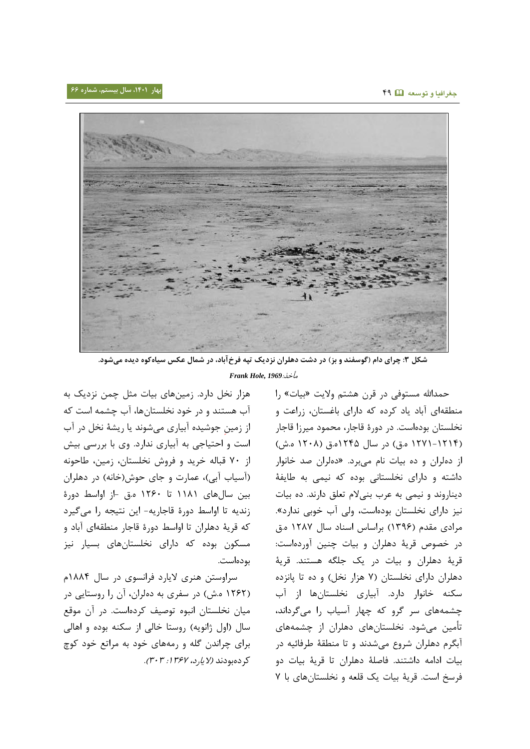شکل ۳: چرای دام (گوسفند و بز) در دشت دهلران نزدیک تپه فرخ‌آباد، در شمال عکس سیاه‌کوه دیده می‌شود.

*مأخذ:* ***Frank Hole, 1969***

حمدالله مستوفی در قرن هشتم ولایت «بیات» را منطقه‌ای آباد یاد کرده که دارای باغستان، زراعت و نخلستان بوده‌است. در دورهٔ قاجار، محمود میرزا قاجار (۱۲۱۴-۱۲۷۱ ه.ق) در سال ۱۲۴۵ه.ق (۱۲۰۸ ه.ش) از ده‌لران و ده بیات نام می‌برد. «ده‌لران صد خانوار داشته و دارای نخلستانی بوده که نیمی به طایفهٔ دیناروند و نیمی به عرب بنی‌لام تعلق دارند. ده بیات نیز دارای نخلستان بوده‌است، ولی آب خوبی ندارد». مرادی مقدم (۱۳۹۶) براساس اسناد سال ۱۲۸۷ ه.ق در خصوص قریهٔ دهلران و بیات چنین آورده‌است: قریهٔ دهلران و بیات در یک جلگه هستند. قریهٔ دهلران دارای نخلستان (۷ هزار نخل) و ده تا پانزده سکنه خانوار دارد. آبیاری نخلستان‌ها از آب چشمه‌های سر گرو که چهار آسیاب را می‌گرداند، تأمین می‌شود. نخلستان‌های دهلران از چشمه‌های آبگرم دهلران شروع می‌شدند و تا منطقهٔ طرفائیه در بیات ادامه داشتند. فاصلهٔ دهلران تا قریهٔ بیات دو فرسخ است. قریهٔ بیات یک قلعه و نخلستان‌های با ۷ هزار نخل دارد. زمین‌های بیات مثل چمن نزدیک به آب هستند و در خود نخلستان‌ها، آب چشمه است که از زمینِ جوشیده آبیاری می‌شوند یا ریشهٔ نخل در آب است و احتیاجی به آبیاری ندارد. وی با بررسی بیش از ۷۰ قباله خرید و فروش نخلستان، زمین، طاحونه (آسیاب آبی)، عمارت و جای حوش(خانه) در دهلران بین سال‌های ۱۱۸۱ تا ۱۲۶۰ ه.ق -از اواسط دورهٔ زندیه تا اواسط دورهٔ قاجاریه- این نتیجه را می‌گیرد که قریهٔ دهلران تا اواسط دورهٔ قاجار منطقه‌ای آباد و مسکون بوده که دارای نخلستان‌های بسیار نیز بوده‌است.

سراوستن هنری لایارد فرانسوی در سال ۱۸۸۴م (۱۲۶۲ ه.ش) در سفری به ده‌لران، آن را روستایی در میان نخلستان انبوه توصیف کرده‌است. در آن موقع سال (اول ژانویه) روستا خالی از سکنه بوده و اهالی برای چراندن گله و رمه‌های خود به مراتع خود کوچ کرده‌بودند *(لایارد، ۱۳۶۷: ۳۰۳)*.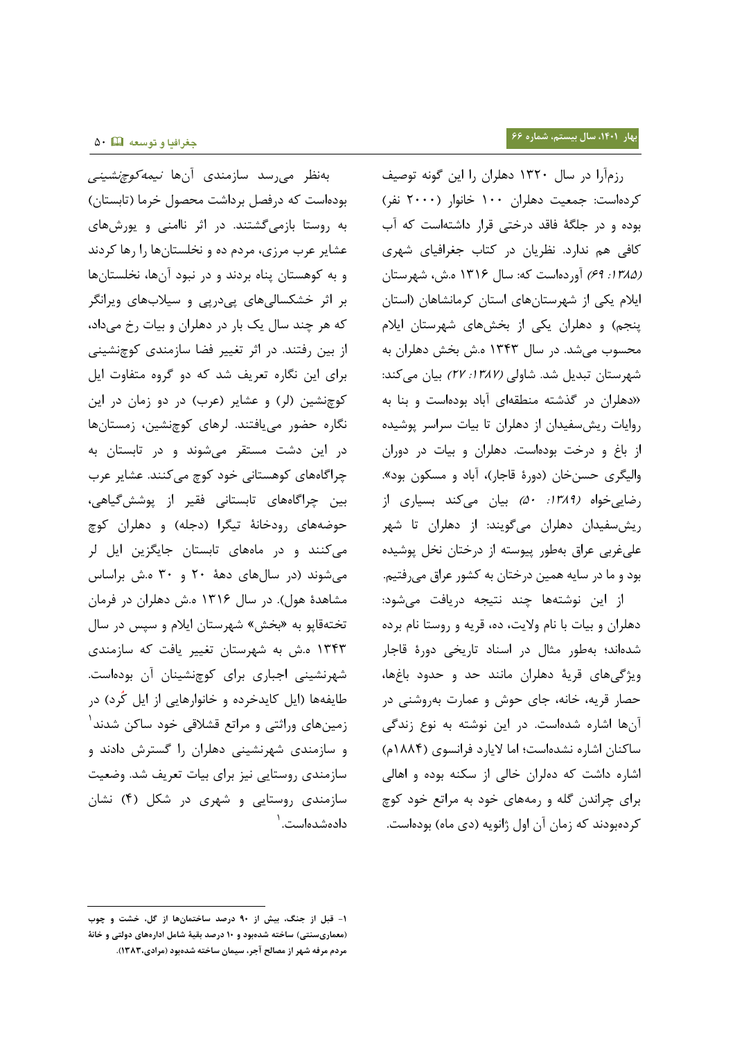رزم‌آرا در سال ۱۳۲۰ دهلران را این گونه توصیف کرده‌است: جمعیت دهلران ۱۰۰ خانوار (۲۰۰۰ نفر) بوده و در جلگهٔ فاقد درختی قرار داشته‌است که آب کافی هم ندارد. نظریان در کتاب جغرافیای شهری *(۱۳۸۵: ۶۹)* آورده‌است که: سال ۱۳۱۶ ه.ش، شهرستان ایلام یکی از شهرستان‌های استان کرمانشاهان (استان پنجم) و دهلران یکی از بخش‌های شهرستان ایلام محسوب می‌شد. در سال ۱۳۴۳ ه.ش بخش دهلران به شهرستان تبدیل شد. شاولی *(۱۳۸۷: ۲۷)* بیان می‌کند: «دهلران در گذشته منطقه‌ای آباد بوده‌است و بنا به روایات ریش‌سفیدان از دهلران تا بیات سراسر پوشیده از باغ و درخت بوده‌است. دهلران و بیات در دوران والیگری حسن‌خان (دورهٔ قاجار)، آباد و مسکون بود». رضایی‌خواه *(۱۳۸۹: ۵۰)* بیان می‌کند بسیاری از ریش‌سفیدان دهلران می‌گویند: از دهلران تا شهر علی‌غربی عراق به‌طور پیوسته از درختان نخل پوشیده بود و ما در سایه همین درختان به کشور عراق می‌رفتیم.

از این نوشته‌ها چند نتیجه دریافت می‌شود: دهلران و بیات با نام ولایت، ده، قریه و روستا نام برده شده‌اند؛ به‌طور مثال در اسناد تاریخی دورهٔ قاجار ویژگی‌های قریهٔ دهلران مانند حد و حدود باغ‌ها، حصار قریه، خانه، جای حوش و عمارت به‌روشنی در آن‌ها اشاره شده‌است. در این نوشته به نوع زندگی ساکنان اشاره نشده‌است؛ اما لایارد فرانسوی (۱۸۸۴م) اشاره داشت که دهلران خالی از سکنه بوده و اهالی برای چراندن گله و رمه‌های خود به مراتع خود کوچ کرده‌بودند که زمان آن اول ژانویه (دی ماه) بوده‌است.

به‌نظر می‌رسد سازمندی آن‌ها *نیمه‌کوچ‌نشینی* بوده‌است که درفصل برداشت محصول خرما (تابستان) به روستا بازمی‌گشتند. در اثر ناامنی و یورش‌های عشایر عرب مرزی، مردم ده و نخلستان‌ها را رها کردند و به کوهستان پناه بردند و در نبود آن‌ها، نخلستان‌ها بر اثر خشکسالی‌های پی‌درپی و سیلاب‌های ویرانگر که هر چند سال یک بار در دهلران و بیات رخ می‌داد، از بین رفتند. در اثر تغییر فضا سازمندی کوچ‌نشینی برای این نگاره تعریف شد که دو گروه متفاوت ایل کوچ‌نشین (لر) و عشایر (عرب) در دو زمان در این نگاره حضور می‌یافتند. لرهای کوچ‌نشین، زمستان‌ها در این دشت مستقر می‌شوند و در تابستان به چراگاه‌های کوهستانی خود کوچ می‌کنند. عشایر عرب بین چراگاه‌های تابستانی فقیر از پوشش‌گیاهی، حوضه‌های رودخانهٔ تیگرا (دجله) و دهلران کوچ می‌کنند و در ماه‌های تابستان جایگزین ایل لر می‌شوند (در سال‌های دههٔ ۲۰ و ۳۰ ه.ش براساس مشاهدهٔ هول). در سال ۱۳۱۶ ه.ش دهلران در فرمان تخته‌قاپو به «بخش» شهرستان ایلام و سپس در سال ۱۳۴۳ ه.ش به شهرستان تغییر یافت که سازمندی شهرنشینی اجباری برای کوچ‌نشینان آن بوده‌است. طایفه‌ها (ایل کایدخرده و خانوارهایی از ایل کُرد) در زمین‌های وراثتی و مراتع قشلاقی خود ساکن شدند[1] و سازمندی شهرنشینی دهلران را گسترش دادند و سازمندی روستایی نیز برای بیات تعریف شد. وضعیت سازمندی روستایی و شهری در شکل (۴) نشان داده‌شده‌است.[1]

---

۱- قبل از جنگ، بیش از ۹۰ درصد ساختمان‌ها از گل، خشت و چوب (معماری‌سنتی) ساخته شده‌بود و ۱۰ درصد بقیهٔ شامل اداره‌های دولتی و خانهٔ مردم مرفه شهر از مصالح آجر، سیمان ساخته شده‌بود (مرادی،۱۳۸۳).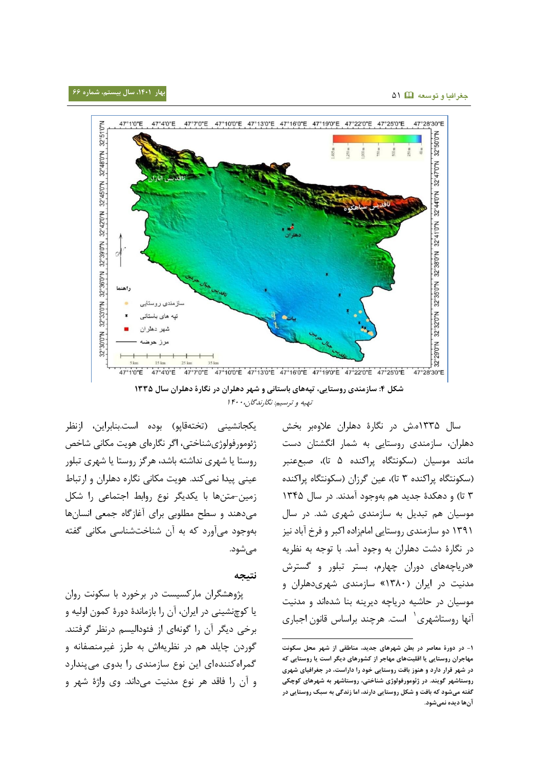شکل ۴: سازمندی روستایی، تپه‌های باستانی و شهر دهلران در نگارهٔ دهلران سال ۱۳۳۵

*تهیه و ترسیم: نگارندگان، ۱۴۰۰*

سال ۱۳۳۵ه.ش در نگارهٔ دهلران علاوه‌بر بخش دهلران، سازمندی روستایی به شمار انگشتان دست مانند موسیان (سکونتگاه پراکنده ۵ تا)، صبع‌عنبر (سکونتگاه پراکنده ۳ تا)، عین گرزان (سکونتگاه پراکنده ۳ تا) و دهکدهٔ جدید هم به‌وجود آمدند. در سال ۱۳۴۵ موسیان هم تبدیل به سازمندی شهری شد. در سال ۱۳۹۱ دو سازمندی روستایی امامزاده اکبر و فرخ آباد نیز در نگارهٔ دشت دهلران به وجود آمد. با توجه به نظریه «دریاچه‌های دوران چهارم، بستر تبلور و گسترش مدنیت در ایران (۱۳۸۰)» سازمندی شهری‌دهلران و موسیان در حاشیه دریاچه دیرینه بنا شده‌اند و مدنیت آنها روستاشهری[1] است. هرچند براساس قانون اجباری یکجانشینی (تخته‌قاپو) بوده است.بنابراین، ازنظر ژئومورفولوژی‌شناختی، اگر نگاره‌ای هویت مکانی شاخص روستا یا شهری نداشته باشد، هرگز روستا یا شهری تبلور عینی پیدا نمی‌کند. هویت مکانی نگاره دهلران و ارتباط زمین-متن‌ها با یکدیگر نوع روابط اجتماعی را شکل می‌دهند و سطح مطلوبی برای آغازگاه جمعی انسان‌ها به‌وجود می‌آورد که به آن شناخت‌شناسی مکانی گفته می‌شود.

## نتیجه

پژوهشگران مارکسیست در برخورد با سکونت روان یا کوچ‌نشینی در ایران، آن را بازماندهٔ دورهٔ کمون اولیه و برخی دیگر آن را گونه‌ای از فئودالیسم درنظر گرفتند. گوردن چایلد هم در نظریه‌اش به طرز غیرمنصفانه و گمراه‌کننده‌ای این نوع سازمندی را بدوی می‌پندارد و آن را فاقد هر نوع مدنیت می‌داند. وی واژهٔ شهر و

---

۱- در دورهٔ معاصر در بطن شهرهای جدید، مناطقی از شهر محل سکونت مهاجران روستایی یا اقلیت‌های مهاجر از کشورهای دیگر است یا روستایی که در شهر قرار دارد و هنوز بافت روستایی خود را داراست، در جغرافیای شهری روستاشهر گویند. در ژئومورفولوژی شناختی، روستاشهر به شهرهای کوچکی گفته می‌شود که بافت و شکل روستایی دارند، اما زندگی به سبک روستایی در آن‌ها دیده نمی‌شود.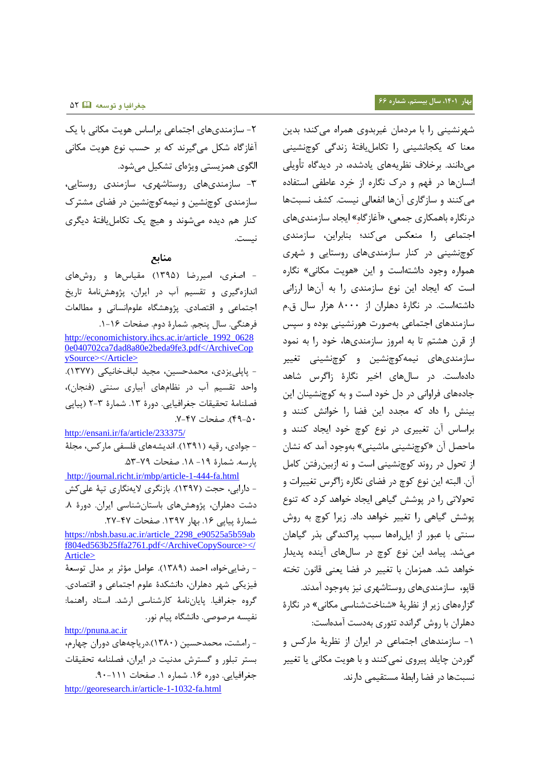شهرنشینی را با مردمان غیربدوی همراه می‌کند؛ بدین معنا که یکجانشینی را تکامل‌یافتهٔ زندگی کوچنشینی می‌دانند. برخلاف نظریه‌های یادشده، در دیدگاه تأویلی انسان‌ها در فهم و درک نگاره از خِرد عاطفی استفاده می‌کنند و سازگاری آن‌ها انفعالی نیست. کشف نسبت‌ها درنگاره باهمکاری جمعی، «آغازگاهِ» ایجاد سازمندی‌های اجتماعی را منعکس می‌کند؛ بنابراین، سازمندی کوچنشینی در کنار سازمندی‌های روستایی و شهری همواره وجود داشته‌است و این «هویت مکانی» نگاره است که ایجاد این نوع سازمندی را به آن‌ها ارزانی داشته‌است. در نگارهٔ دهلران از ۸۰۰۰ هزار سال ق.م سازمندهای اجتماعی به‌صورت هورنشینی بوده و سپس از قرن هشتم تا به امروز سازمندی‌ها، خود را به نمود سازمندی‌های نیمه‌کوچنشین و کوچنشینی تغییر داده‌است. در سال‌های اخیر نگارهٔ زاگرس شاهد جاده‌های فراوانی در دل خود است و به کوچنشینان این بینش را داد که مجدد این فضا را خوانش کنند و براساس آن تغییری در نوع کوچ خود ایجاد کنند و ماحصل آن «کوچنشینی ماشینی» به‌وجود آمد که نشان از تحول در روند کوچنشینی است و نه ازبین‌رفتن کامل آن. البته این نوع کوچ در فضای نگاره زاگرس تغییرات و تحولاتی را در پوشش گیاهی ایجاد خواهد کرد که تنوع پوشش گیاهی را تغییر خواهد داد. زیرا کوچ به روش سنتی با عبور از ایل‌راه‌ها سبب پراکندگی بذر گیاهان می‌شد. پیامد این نوع کوچ در سال‌های آینده پدیدار خواهد شد. همزمان با تغییر در فضا یعنی قانون تخته قاپو، سازمندی‌های روستاشهری نیز به‌وجود آمدند.

گزاره‌های زیر از نظریهٔ «شناخت‌شناسی مکانی» در نگارهٔ دهلران با روش گراندد تئوری به‌دست آمده‌است:

۱- سازمندهای اجتماعی در ایران از نظریهٔ مارکس و گوردن چایلد پیروی نمی‌کنند و با هویت مکانی یا تغییر نسبت‌ها در فضا رابطهٔ مستقیمی دارند.

۲- سازمندی‌های اجتماعی براساس هویت مکانی با یک آغازگاه شکل می‌گیرند که بر حسب نوع هویت مکانی الگوی همزیستی ویژه‌ای تشکیل می‌شود.

۳- سازمندی‌های روستاشهری، سازمندی روستایی، سازمندی کوچنشین و نیمه‌کوچنشین در فضای مشترک کنار هم دیده می‌شوند و هیچ یک تکامل‌یافتهٔ دیگری نیست.

## منابع

- اصغری، امیررضا (۱۳۹۵) مقیاس‌ها و روش‌های اندازه‌گیری و تقسیم آب در ایران، پژوهشنامهٔ تاریخ اجتماعی و اقتصادی. پژوهشگاه علوم‌انسانی و مطالعات فرهنگی. سال پنجم. شمارهٔ دوم. صفحات ۱۶-۱.
http://economichistory.ihcs.ac.ir/article_1992_06280e040702ca7dad8a80e2beda9fe3.pdf</ArchiveCopySource></Article>

- پاپلی‌یزدی، محمدحسین، مجید لبافخانیکی (۱۳۷۷). واحد تقسیم آب در نظام‌های آبیاری سنتی (فنجان)، فصلنامهٔ تحقیقات جغرافیایی. دورهٔ ۱۳. شمارهٔ ۳-۲ (پیاپی ۵۰-۴۹). صفحات ۴۷-۷.
http://ensani.ir/fa/article/233375/

- جوادی، رقیه (۱۳۹۱). اندیشه‌های فلسفی مارکس، مجلهٔ پارسه. شمارهٔ ۱۹- ۱۸. صفحات ۷۹-۵۳.
http://journal.richt.ir/mbp/article-1-444-fa.html

- دارابی، حجت (۱۳۹۷). بازنگری لایه‌نگاری تپهٔ علی‌کش دشت دهلران، پژوهش‌های باستان‌شناسی ایران. دورهٔ ۸. شمارهٔ پیاپی ۱۶. بهار ۱۳۹۷. صفحات ۴۷-۲۷.
https://nbsh.basu.ac.ir/article_2298_e90525a5b59abf804ed563b25ffa2761.pdf</ArchiveCopySource></Article>

- رضایی‌خواه، احمد (۱۳۸۹). عوامل مؤثر بر مدل توسعهٔ فیزیکی شهر دهلران، دانشکدهٔ علوم اجتماعی و اقتصادی. گروه جغرافیا. پایان‌نامهٔ کارشناسی ارشد. استاد راهنما: نفیسه مرصوصی. دانشگاه پیام نور.
http://pnuna.ac.ir

- رامشت، محمدحسین (۱۳۸۰).دریاچه‌های دوران چهارم، بستر تبلور و گسترش مدنیت در ایران، فصلنامه تحقیقات جغرافیایی. دوره ۱۶. شماره ۱. صفحات ۱۱۱-۹۰.
http://georesearch.ir/article-1-1032-fa.html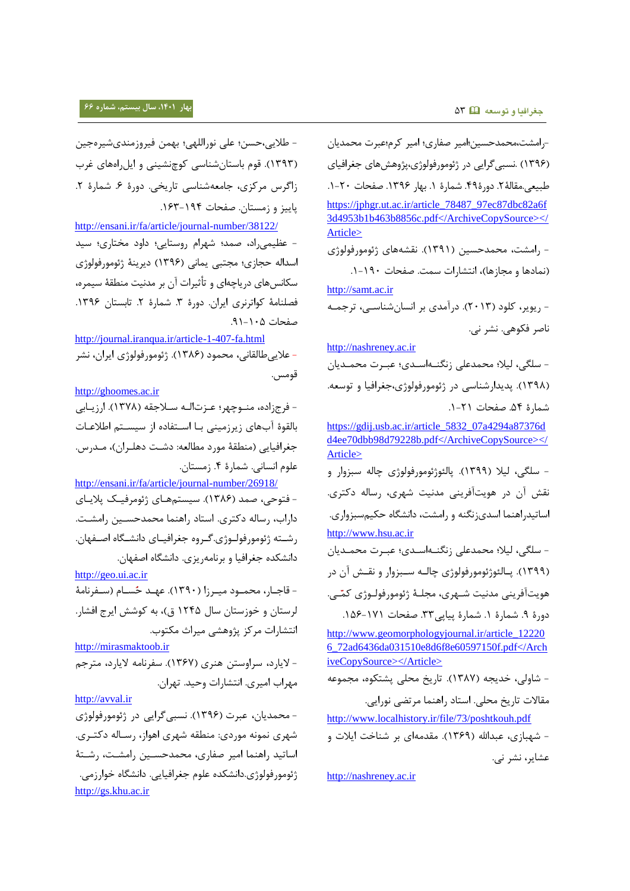-رامشت،محمدحسین؛امیر صفاری؛ امیر کرم؛عبرت محمدیان (۱۳۹۶) .نسبی‌گرایی در ژئومورفولوژی،پژوهش‌های جغرافیای طبیعی.مقالهٔ۲. دورهٔ۴۹. شمارهٔ ۱. بهار ۱۳۹۶. صفحات ۲۰-۱.

https://jphgr.ut.ac.ir/article_78487_97ec87dbc82a6f3d4953b1b463b8856c.pdf</ArchiveCopySource></Article>

- رامشت، محمدحسین (۱۳۹۱). نقشه‌های ژئومورفولوژی (نمادها و مجازها)، انتشارات سمت. صفحات ۱۹۰-۱.

http://samt.ac.ir

- ریویر، کلود (۲۰۱۳). درآمدی بر انسان‌شناسی، ترجمه ناصر فکوهی. نشر نی.

http://nashreney.ac.ir

- سلگی، لیلا؛ محمدعلی زنگنه‌اسدی؛ عبرت محمدیان (۱۳۹۸). پدیدارشناسی در ژئومورفولوژی،جغرافیا و توسعه. شمارهٔ ۵۴. صفحات ۲۱-۱.

https://gdij.usb.ac.ir/article_5832_07a4294a87376dd4ee70dbb98d79228b.pdf</ArchiveCopySource></Article>

- سلگی، لیلا (۱۳۹۹). پالئوژئومورفولوژی چاله سبزوار و نقش آن در هویت‌آفرینی مدنیت شهری، رساله دکتری. اساتیدراهنما اسدی‌زنگنه و رامشت، دانشگاه حکیم‌سبزواری.

http://www.hsu.ac.ir

- سلگی، لیلا؛ محمدعلی زنگنه‌اسدی؛ عبرت محمدیان (۱۳۹۹). پالئوژئومورفولوژی چاله سبزوار و نقش آن در هویت‌آفرینی مدنیت شهری، مجلهٔ ژئومورفولوژی کمّی. دورهٔ ۹. شمارهٔ ۱. شمارهٔ پیاپی۳۳. صفحات ۱۷۱-۱۵۶.

http://www.geomorphologyjournal.ir/article_122206_72ad6436da031510e8d6f8e60597150f.pdf</ArchiveCopySource></Article>

- شاولی، خدیجه (۱۳۸۷). تاریخ محلی پشتکوه، مجموعه مقالات تاریخ محلی. استاد راهنما مرتضی نورایی.

http://www.localhistory.ir/file/73/poshtkouh.pdf

- شهبازی، عبدالله (۱۳۶۹). مقدمه‌ای بر شناخت ایلات و عشایر، نشر نی.

http://nashreney.ac.ir

- طلایی،حسن؛ علی نوراللهی؛ بهمن فیروزمندی‌شیره‌جین (۱۳۹۳). قوم باستان‌شناسی کوچ‌نشینی و ایل‌راه‌های غرب زاگرس مرکزی، جامعه‌شناسی تاریخی. دورهٔ ۶. شمارهٔ ۲. پاییز و زمستان. صفحات ۱۹۴-۱۶۳.

http://ensani.ir/fa/article/journal-number/38122/

- عظیمی‌راد، صمد؛ شهرام روستایی؛ داود مختاری؛ سید اسداله حجازی؛ مجتبی یمانی (۱۳۹۶) دیرینهٔ ژئومورفولوژی سکانس‌های دریاچه‌ای و تأثیرات آن بر مدنیت منطقهٔ سیمره، فصلنامهٔ کواترنری ایران. دورهٔ ۳. شمارهٔ ۲. تابستان ۱۳۹۶. صفحات ۱۰۵-۹۱.

http://journal.iranqua.ir/article-1-407-fa.html

- علایی‌طالقانی، محمود (۱۳۸۶). ژئومورفولوژی ایران، نشر قومس.

http://ghoomes.ac.ir

- فرجزاده، منوچهر؛ عزت‌اله سلاجقه (۱۳۷۸). ارزیابی بالقوهٔ آب‌های زیرزمینی با استفاده از سیستم اطلاعات جغرافیایی (منطقهٔ مورد مطالعه: دشت دهلران)، مدرس. علوم انسانی. شمارهٔ ۴. زمستان.

http://ensani.ir/fa/article/journal-number/26918/

- فتوحی، صمد (۱۳۸۶). سیستم‌های ژئومرفیک پلایای داراب، رساله دکتری. استاد راهنما محمدحسین رامشت. رشته ژئومورفولوژی.گروه جغرافیای دانشگاه اصفهان. دانشکده جغرافیا و برنامه‌ریزی. دانشگاه اصفهان.

http://geo.ui.ac.ir

- قاجار، محمود میرزا (۱۳۹۰). عهد حُسام (سفرنامهٔ لرستان و خوزستان سال ۱۲۴۵ ق)، به کوشش ایرج افشار. انتشارات مرکز پژوهشی میراث مکتوب.

http://mirasmaktoob.ir

- لایارد، سراوستن هنری (۱۳۶۷). سفرنامه لایارد، مترجم مهراب امیری. انتشارات وحید. تهران.

http://avval.ir

- محمدیان، عبرت (۱۳۹۶). نسبی‌گرایی در ژئومورفولوژی شهری نمونه موردی: منطقهٔ شهری اهواز، رساله دکتری. اساتید راهنما امیر صفاری، محمدحسین رامشت، رشتهٔ ژئومورفولوژی.دانشکده علوم جغرافیایی. دانشگاه خوارزمی.

http://gs.khu.ac.ir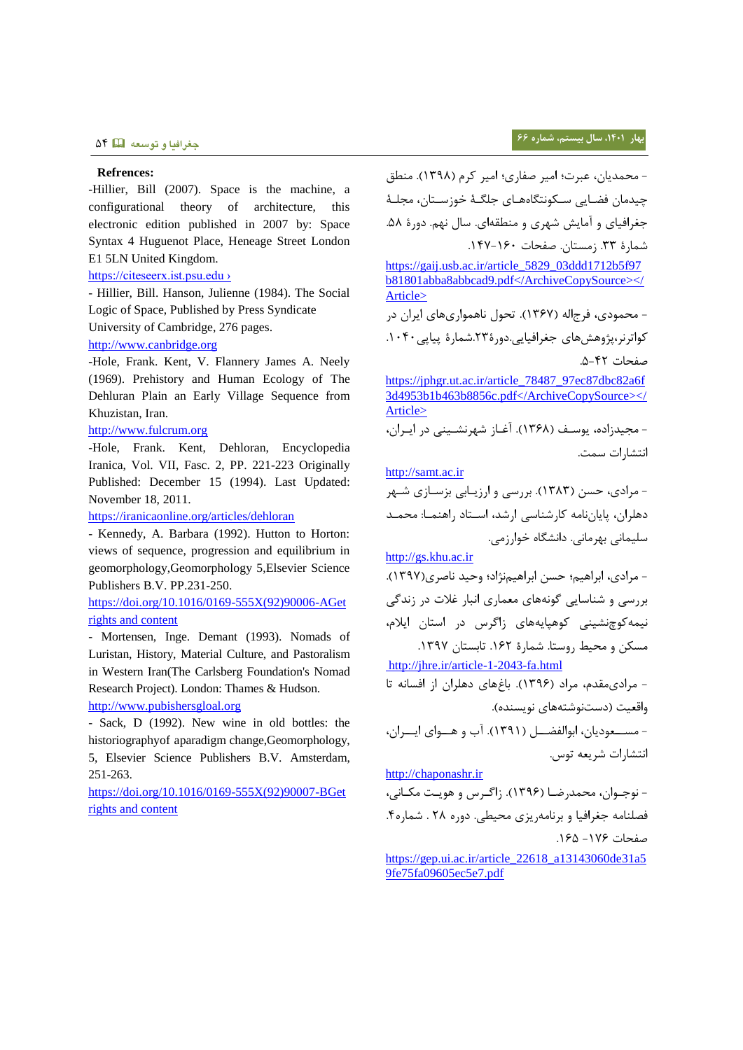- محمدیان، عبرت؛ امیر صفاری؛ امیر کرم (۱۳۹۸). منطق چیدمان فضایی سکونتگاه‌های جلگهٔ خوزستان، مجلهٔ جغرافیای و آمایش شهری و منطقه‌ای. سال نهم. دورهٔ ۵۸. شمارهٔ ۳۳. زمستان. صفحات ۱۶۰-۱۴۷.

https://gaij.usb.ac.ir/article_5829_03ddd1712b5f97b81801abba8abbcad9.pdf</ArchiveCopySource></Article>

- محمودی، فرجاله (۱۳۶۷). تحول ناهمواری‌های ایران در کواترنر،پژوهش‌های جغرافیایی.دورهٔ۲۳.شمارهٔ پیاپی ۱۰۴۰. صفحات ۴۲-۵.

https://jphgr.ut.ac.ir/article_78487_97ec87dbc82a6f3d4953b1b463b8856c.pdf</ArchiveCopySource></Article>

- مجیدزاده، یوسف (۱۳۶۸). آغاز شهرنشینی در ایران، انتشارات سمت.

http://samt.ac.ir

- مرادی، حسن (۱۳۸۳). بررسی و ارزیابی بزسازی شهر دهلران، پایان‌نامه کارشناسی ارشد، استاد راهنما: محمد سلیمانی بهرمانی. دانشگاه خوارزمی.

http://gs.khu.ac.ir

- مرادی، ابراهیم؛ حسن ابراهیم‌نژاد؛ وحید ناصری(۱۳۹۷). بررسی و شناسایی گونه‌های معماری انبار غلات در زندگی نیمه‌کوچنشینی کوهپایه‌های زاگرس در استان ایلام، مسکن و محیط روستا. شمارهٔ ۱۶۲. تابستان ۱۳۹۷

http://jhre.ir/article-1-2043-fa.html

- مرادی‌مقدم، مراد (۱۳۹۶). باغ‌های دهلران از افسانه تا واقعیت (دستنوشته‌های نویسنده).

- مسعودیان، ابوالفضل (۱۳۹۱). آب و هوای ایران، انتشارات شریعه توس.

http://chaponashr.ir

- نوجوان، محمدرضا (۱۳۹۶). زاگرس و هویت مکانی، فصلنامه جغرافیا و برنامه‌ریزی محیطی. دوره ۲۸ . شماره۴. صفحات ۱۷۶ -۱۶۵.

https://gep.ui.ac.ir/article_22618_a13143060de31a59fe75fa09605ec5e7.pdf

**Refrences:**

-Hillier, Bill (2007). Space is the machine, a configurational theory of architecture, this electronic edition published in 2007 by: Space Syntax 4 Huguenot Place, Heneage Street London E1 5LN United Kingdom.

https://citeseerx.ist.psu.edu ›

- Hillier, Bill. Hanson, Julienne (1984). The Social Logic of Space, Published by Press Syndicate University of Cambridge, 276 pages.

http://www.canbridge.org

-Hole, Frank. Kent, V. Flannery James A. Neely (1969). Prehistory and Human Ecology of The Dehluran Plain an Early Village Sequence from Khuzistan, Iran.

http://www.fulcrum.org

-Hole, Frank. Kent, Dehloran, Encyclopedia Iranica, Vol. VII, Fasc. 2, PP. 221-223 Originally Published: December 15 (1994). Last Updated: November 18, 2011.

https://iranicaonline.org/articles/dehloran

- Kennedy, A. Barbara (1992). Hutton to Horton: views of sequence, progression and equilibrium in geomorphology,Geomorphology 5,Elsevier Science Publishers B.V. PP.231-250.

https://doi.org/10.1016/0169-555X(92)90006-AGet rights and content

- Mortensen, Inge. Demant (1993). Nomads of Luristan, History, Material Culture, and Pastoralism in Western Iran(The Carlsberg Foundation's Nomad Research Project). London: Thames & Hudson.

http://www.pubishersgloal.org

- Sack, D (1992). New wine in old bottles: the historiographyof aparadigm change,Geomorphology, 5, Elsevier Science Publishers B.V. Amsterdam, 251-263.

https://doi.org/10.1016/0169-555X(92)90007-BGet rights and content